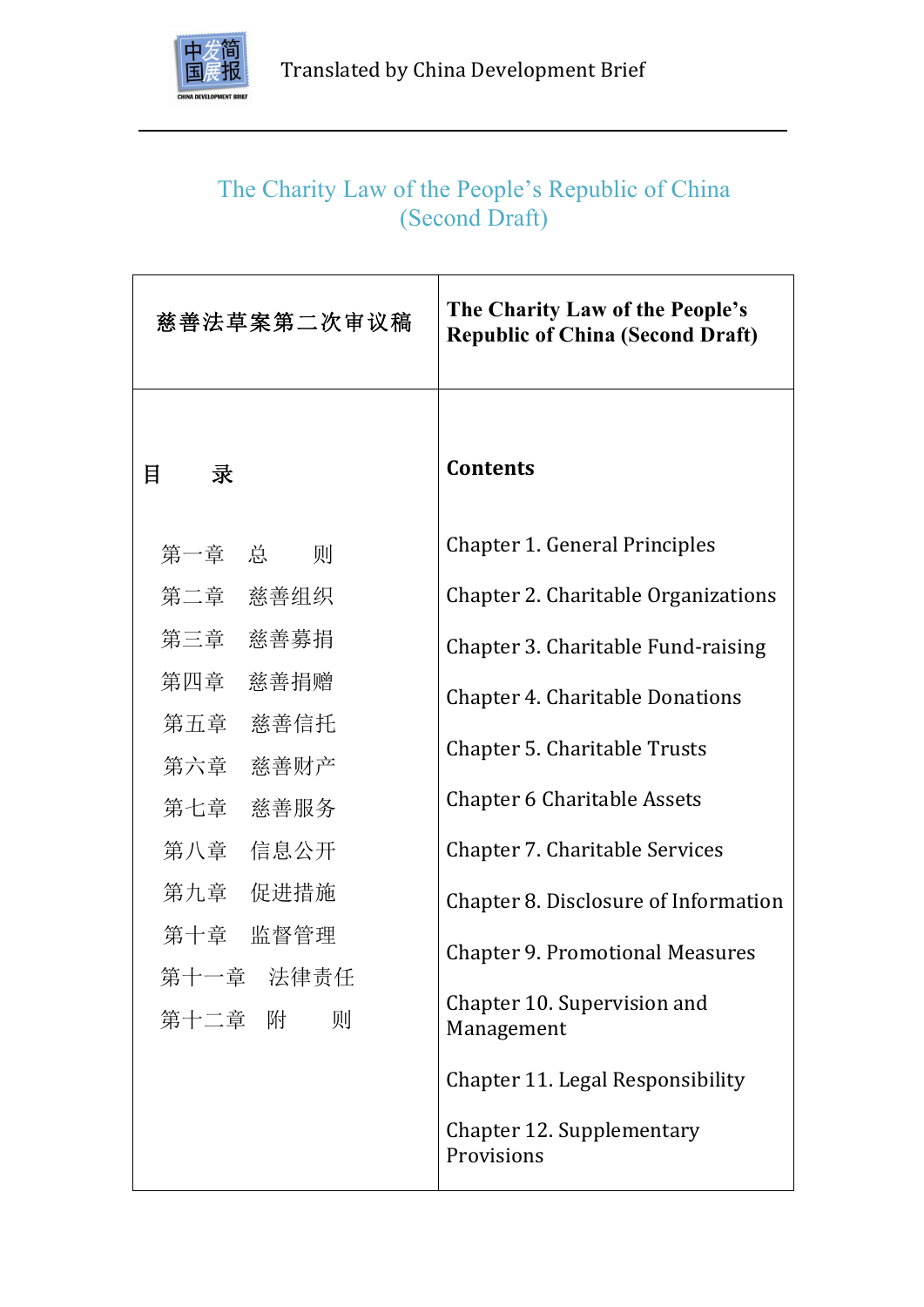Translated by China Development Brief

# The Charity Law of the People's Republic of China (Second Draft)

| 慈善法草案第二次审议稿 | **The Charity Law of the People's Republic of China (Second Draft)** |
| --- | --- |
| **目　　录** | **Contents** |
| 第一章　总　　则 | Chapter 1. General Principles |
| 第二章　慈善组织 | Chapter 2. Charitable Organizations |
| 第三章　慈善募捐 | Chapter 3. Charitable Fund-raising |
| 第四章　慈善捐赠 | Chapter 4. Charitable Donations |
| 第五章　慈善信托 | Chapter 5. Charitable Trusts |
| 第六章　慈善财产 | Chapter 6 Charitable Assets |
| 第七章　慈善服务 | Chapter 7. Charitable Services |
| 第八章　信息公开 | Chapter 8. Disclosure of Information |
| 第九章　促进措施 | Chapter 9. Promotional Measures |
| 第十章　监督管理 | Chapter 10. Supervision and Management |
| 第十一章　法律责任 | Chapter 11. Legal Responsibility |
| 第十二章　附　　则 | Chapter 12. Supplementary Provisions |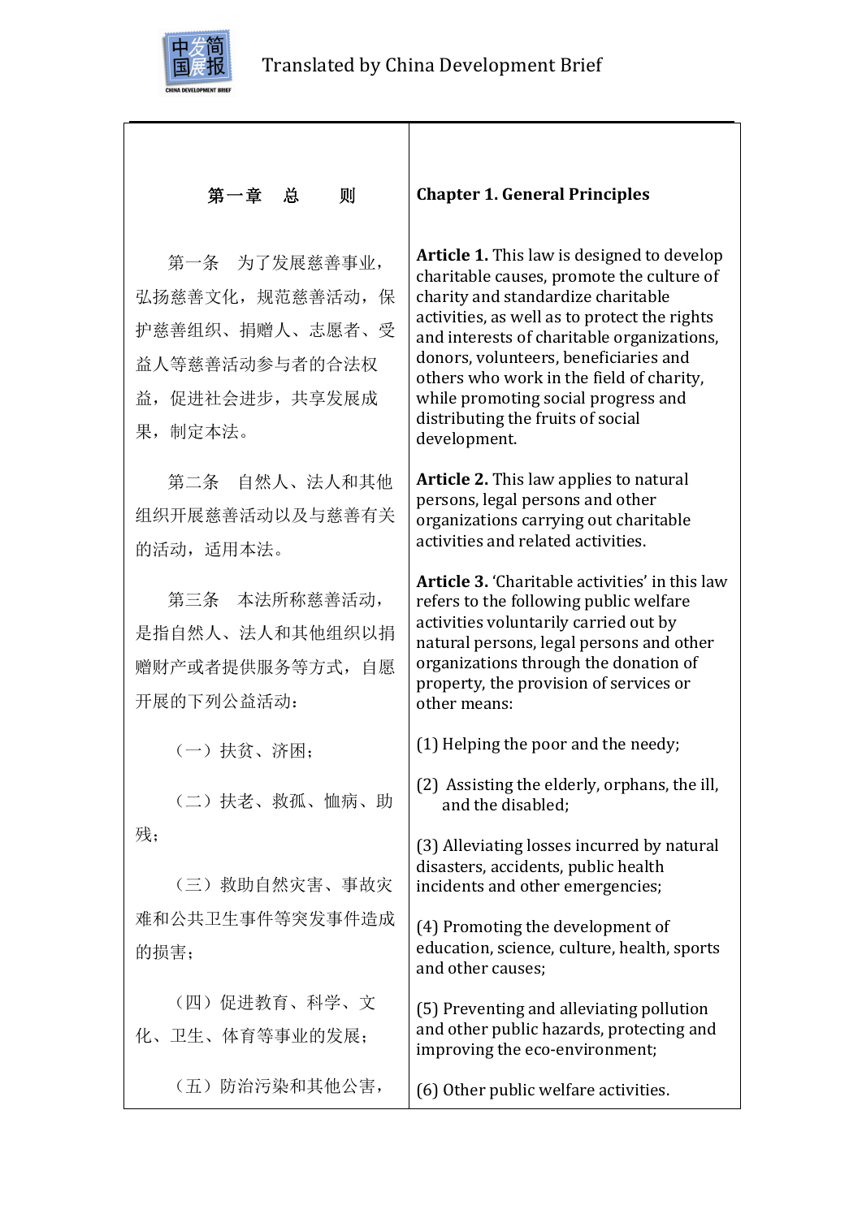| 第一章　总　　则 | **Chapter 1. General Principles** |
| --- | --- |
| 第一条　为了发展慈善事业，弘扬慈善文化，规范慈善活动，保护慈善组织、捐赠人、志愿者、受益人等慈善活动参与者的合法权益，促进社会进步，共享发展成果，制定本法。 | **Article 1.** This law is designed to develop charitable causes, promote the culture of charity and standardize charitable activities, as well as to protect the rights and interests of charitable organizations, donors, volunteers, beneficiaries and others who work in the field of charity, while promoting social progress and distributing the fruits of social development. |
| 第二条　自然人、法人和其他组织开展慈善活动以及与慈善有关的活动，适用本法。 | **Article 2.** This law applies to natural persons, legal persons and other organizations carrying out charitable activities and related activities. |
| 第三条　本法所称慈善活动，是指自然人、法人和其他组织以捐赠财产或者提供服务等方式，自愿开展的下列公益活动： | **Article 3.** 'Charitable activities' in this law refers to the following public welfare activities voluntarily carried out by natural persons, legal persons and other organizations through the donation of property, the provision of services or other means: |
| （一）扶贫、济困； | (1) Helping the poor and the needy; |
| （二）扶老、救孤、恤病、助残； | (2) Assisting the elderly, orphans, the ill, and the disabled; |
| （三）救助自然灾害、事故灾难和公共卫生事件等突发事件造成的损害； | (3) Alleviating losses incurred by natural disasters, accidents, public health incidents and other emergencies; |
| （四）促进教育、科学、文化、卫生、体育等事业的发展； | (4) Promoting the development of education, science, culture, health, sports and other causes; |
| （五）防治污染和其他公害， | (5) Preventing and alleviating pollution and other public hazards, protecting and improving the eco-environment; |
| | (6) Other public welfare activities. |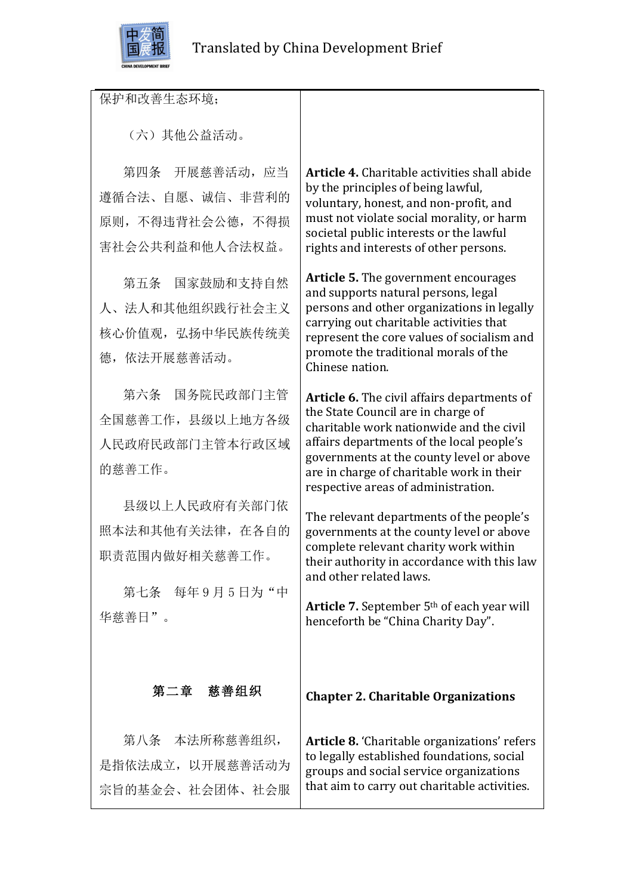| | |
|---|---|
| 保护和改善生态环境； | |
| （六）其他公益活动。 | |
| 第四条　开展慈善活动，应当遵循合法、自愿、诚信、非营利的原则，不得违背社会公德，不得损害社会公共利益和他人合法权益。 | **Article 4.** Charitable activities shall abide by the principles of being lawful, voluntary, honest, and non-profit, and must not violate social morality, or harm societal public interests or the lawful rights and interests of other persons. |
| 第五条　国家鼓励和支持自然人、法人和其他组织践行社会主义核心价值观，弘扬中华民族传统美德，依法开展慈善活动。 | **Article 5.** The government encourages and supports natural persons, legal persons and other organizations in legally carrying out charitable activities that represent the core values of socialism and promote the traditional morals of the Chinese nation. |
| 第六条　国务院民政部门主管全国慈善工作，县级以上地方各级人民政府民政部门主管本行政区域的慈善工作。 | **Article 6.** The civil affairs departments of the State Council are in charge of charitable work nationwide and the civil affairs departments of the local people's governments at the county level or above are in charge of charitable work in their respective areas of administration. |
| 县级以上人民政府有关部门依照本法和其他有关法律，在各自的职责范围内做好相关慈善工作。 | The relevant departments of the people's governments at the county level or above complete relevant charity work within their authority in accordance with this law and other related laws. |
| 第七条　每年 9 月 5 日为“中华慈善日”。 | **Article 7.** September 5th of each year will henceforth be “China Charity Day”. |
| **第二章　慈善组织** | **Chapter 2. Charitable Organizations** |
| 第八条　本法所称慈善组织，是指依法成立，以开展慈善活动为宗旨的基金会、社会团体、社会服 | **Article 8.** ‘Charitable organizations’ refers to legally established foundations, social groups and social service organizations that aim to carry out charitable activities. |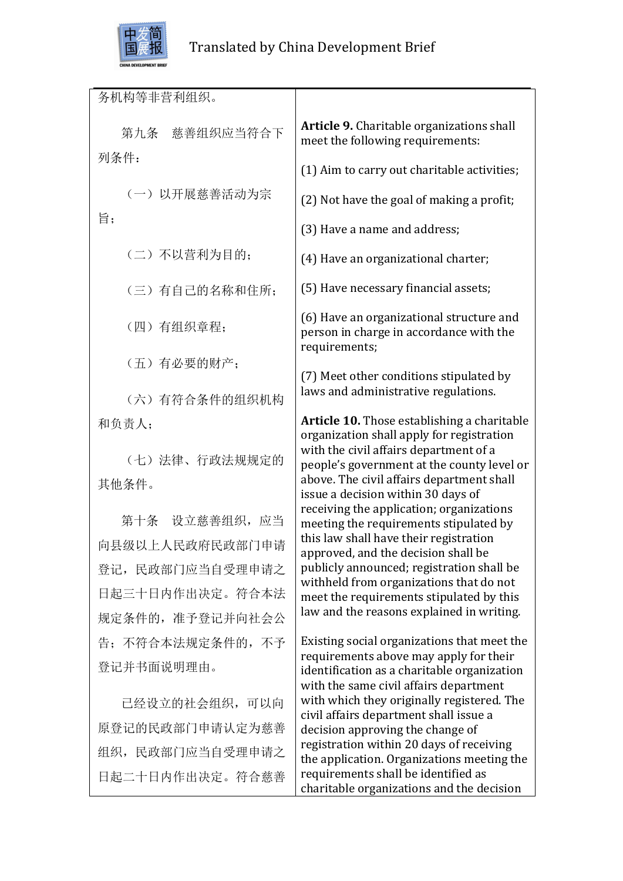| | |
|---|---|
| 务机构等非营利组织。 | |
| 第九条　慈善组织应当符合下列条件： | **Article 9.** Charitable organizations shall meet the following requirements: |
| （一）以开展慈善活动为宗旨； | (1) Aim to carry out charitable activities; |
| （二）不以营利为目的； | (2) Not have the goal of making a profit; |
| （三）有自己的名称和住所； | (3) Have a name and address; |
| （四）有组织章程； | (4) Have an organizational charter; |
| （五）有必要的财产； | (5) Have necessary financial assets; |
| （六）有符合条件的组织机构和负责人； | (6) Have an organizational structure and person in charge in accordance with the requirements; |
| （七）法律、行政法规规定的其他条件。 | (7) Meet other conditions stipulated by laws and administrative regulations. |
| 第十条　设立慈善组织，应当向县级以上人民政府民政部门申请登记，民政部门应当自受理申请之日起三十日内作出决定。符合本法规定条件的，准予登记并向社会公告；不符合本法规定条件的，不予登记并书面说明理由。 | **Article 10.** Those establishing a charitable organization shall apply for registration with the civil affairs department of a people's government at the county level or above. The civil affairs department shall issue a decision within 30 days of receiving the application; organizations meeting the requirements stipulated by this law shall have their registration approved, and the decision shall be publicly announced; registration shall be withheld from organizations that do not meet the requirements stipulated by this law and the reasons explained in writing. |
| 已经设立的社会组织，可以向原登记的民政部门申请认定为慈善组织，民政部门应当自受理申请之日起二十日内作出决定。符合慈善 | Existing social organizations that meet the requirements above may apply for their identification as a charitable organization with the same civil affairs department with which they originally registered. The civil affairs department shall issue a decision approving the change of registration within 20 days of receiving the application. Organizations meeting the requirements shall be identified as charitable organizations and the decision |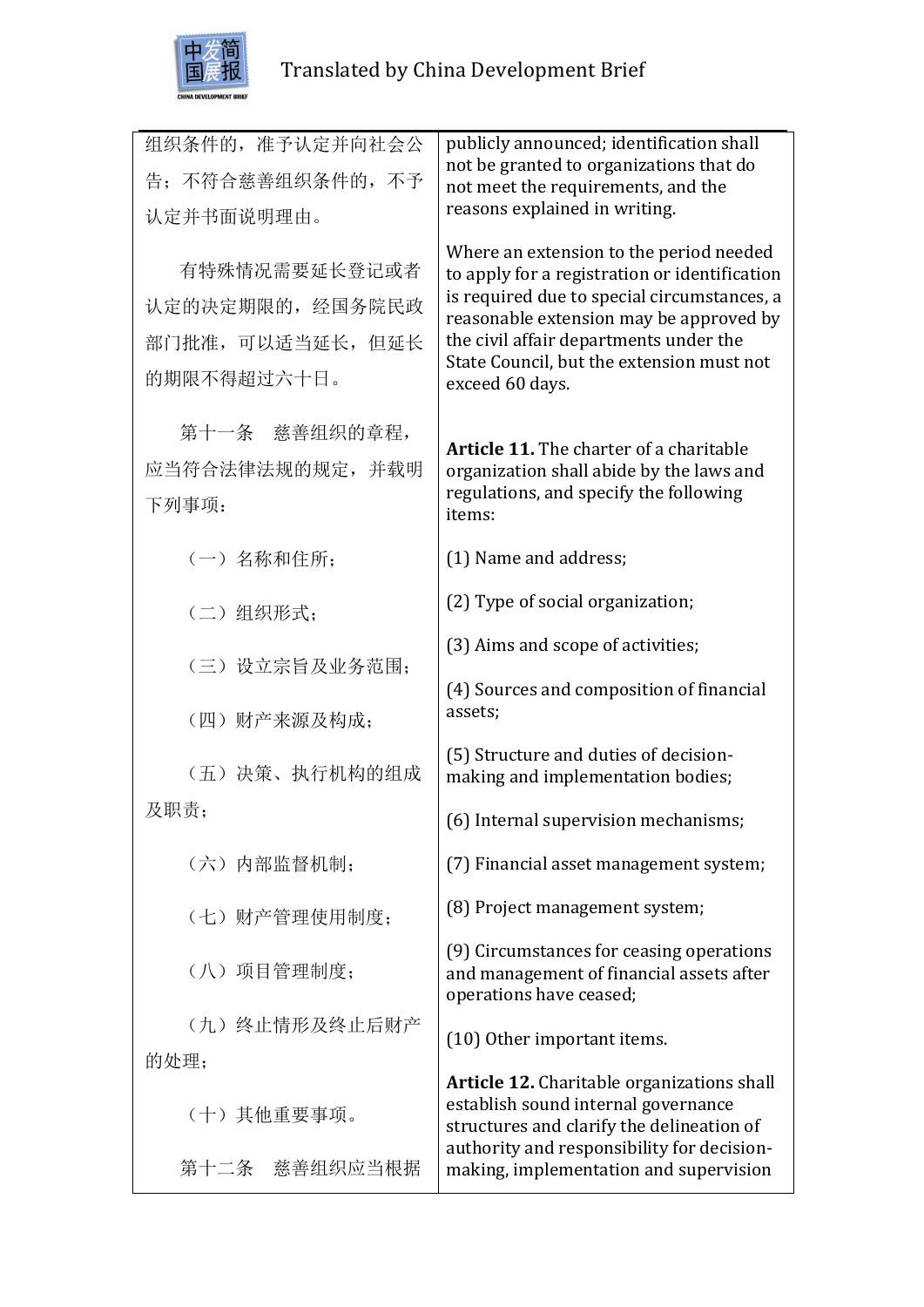| | |
|---|---|
| 组织条件的，准予认定并向社会公告；不符合慈善组织条件的，不予认定并书面说明理由。 | publicly announced; identification shall not be granted to organizations that do not meet the requirements, and the reasons explained in writing. |
| 有特殊情况需要延长登记或者认定的决定期限的，经国务院民政部门批准，可以适当延长，但延长的期限不得超过六十日。 | Where an extension to the period needed to apply for a registration or identification is required due to special circumstances, a reasonable extension may be approved by the civil affair departments under the State Council, but the extension must not exceed 60 days. |
| 第十一条　慈善组织的章程，应当符合法律法规的规定，并载明下列事项： | **Article 11.** The charter of a charitable organization shall abide by the laws and regulations, and specify the following items: |
| （一）名称和住所； | (1) Name and address; |
| （二）组织形式； | (2) Type of social organization; |
| （三）设立宗旨及业务范围； | (3) Aims and scope of activities; |
| （四）财产来源及构成； | (4) Sources and composition of financial assets; |
| （五）决策、执行机构的组成及职责； | (5) Structure and duties of decision-making and implementation bodies; |
| （六）内部监督机制； | (6) Internal supervision mechanisms; |
| （七）财产管理使用制度； | (7) Financial asset management system; |
| （八）项目管理制度； | (8) Project management system; |
| （九）终止情形及终止后财产的处理； | (9) Circumstances for ceasing operations and management of financial assets after operations have ceased; |
| （十）其他重要事项。 | (10) Other important items. |
| 第十二条　慈善组织应当根据 | **Article 12.** Charitable organizations shall establish sound internal governance structures and clarify the delineation of authority and responsibility for decision-making, implementation and supervision |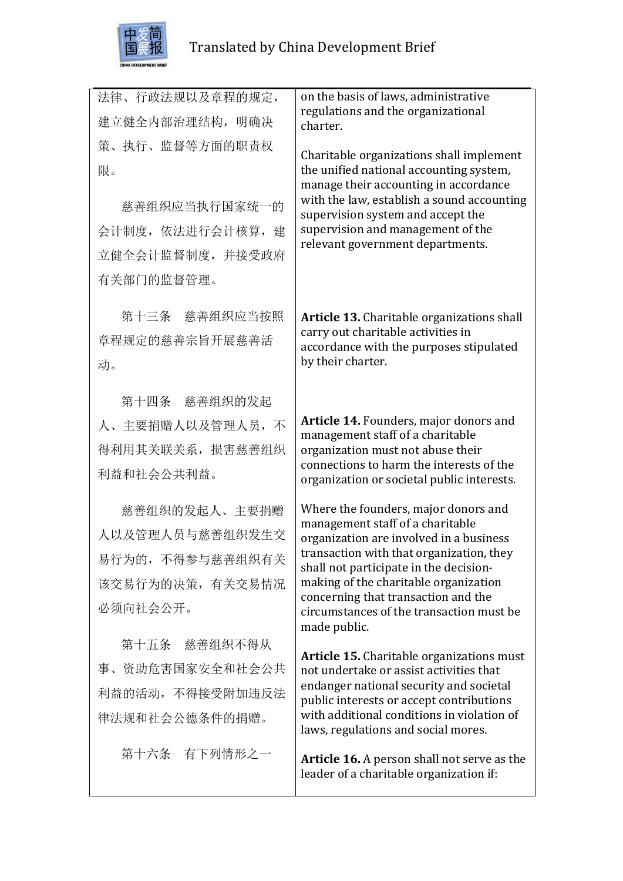| | |
|---|---|
| 法律、行政法规以及章程的规定，建立健全内部治理结构，明确决策、执行、监督等方面的职责权限。 | on the basis of laws, administrative regulations and the organizational charter. |
| 慈善组织应当执行国家统一的会计制度，依法进行会计核算，建立健全会计监督制度，并接受政府有关部门的监督管理。 | Charitable organizations shall implement the unified national accounting system, manage their accounting in accordance with the law, establish a sound accounting supervision system and accept the supervision and management of the relevant government departments. |
| 第十三条　慈善组织应当按照章程规定的慈善宗旨开展慈善活动。 | **Article 13.** Charitable organizations shall carry out charitable activities in accordance with the purposes stipulated by their charter. |
| 第十四条　慈善组织的发起人、主要捐赠人以及管理人员，不得利用其关联关系，损害慈善组织利益和社会公共利益。 | **Article 14.** Founders, major donors and management staff of a charitable organization must not abuse their connections to harm the interests of the organization or societal public interests. |
| 慈善组织的发起人、主要捐赠人以及管理人员与慈善组织发生交易行为的，不得参与慈善组织有关该交易行为的决策，有关交易情况必须向社会公开。 | Where the founders, major donors and management staff of a charitable organization are involved in a business transaction with that organization, they shall not participate in the decision-making of the charitable organization concerning that transaction and the circumstances of the transaction must be made public. |
| 第十五条　慈善组织不得从事、资助危害国家安全和社会公共利益的活动，不得接受附加违反法律法规和社会公德条件的捐赠。 | **Article 15.** Charitable organizations must not undertake or assist activities that endanger national security and societal public interests or accept contributions with additional conditions in violation of laws, regulations and social mores. |
| 第十六条　有下列情形之一 | **Article 16.** A person shall not serve as the leader of a charitable organization if: |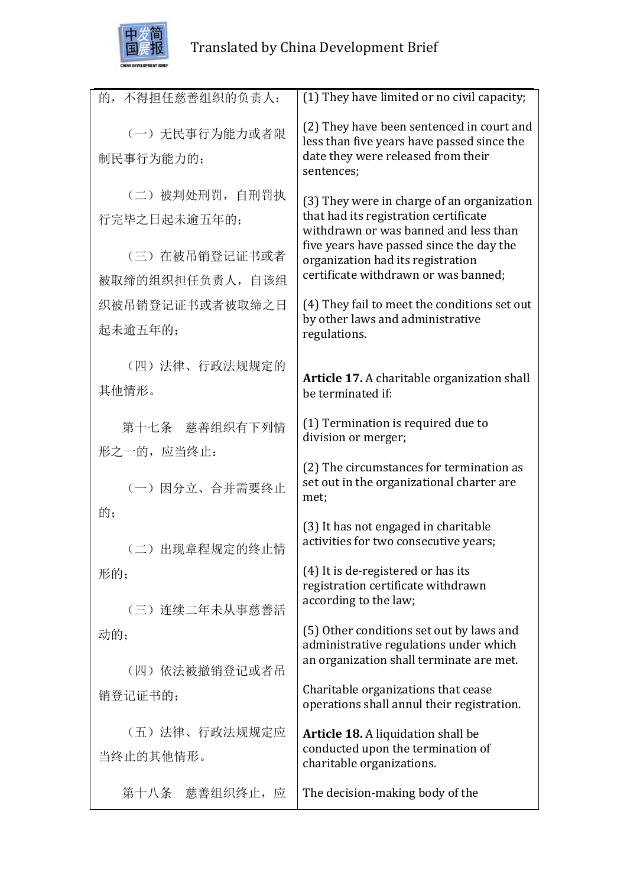| 的，不得担任慈善组织的负责人： | (1) They have limited or no civil capacity; |
|---|---|
| （一）无民事行为能力或者限制民事行为能力的； | (2) They have been sentenced in court and less than five years have passed since the date they were released from their sentences; |
| （二）被判处刑罚，自刑罚执行完毕之日起未逾五年的； | (3) They were in charge of an organization that had its registration certificate withdrawn or was banned and less than five years have passed since the day the organization had its registration certificate withdrawn or was banned; |
| （三）在被吊销登记证书或者被取缔的组织担任负责人，自该组织被吊销登记证书或者被取缔之日起未逾五年的； | (4) They fail to meet the conditions set out by other laws and administrative regulations. |
| （四）法律、行政法规规定的其他情形。 | **Article 17.** A charitable organization shall be terminated if: |
| 第十七条　慈善组织有下列情形之一的，应当终止： | (1) Termination is required due to division or merger; |
| （一）因分立、合并需要终止的； | (2) The circumstances for termination as set out in the organizational charter are met; |
| （二）出现章程规定的终止情形的； | (3) It has not engaged in charitable activities for two consecutive years; |
| （三）连续二年未从事慈善活动的； | (4) It is de-registered or has its registration certificate withdrawn according to the law; |
| （四）依法被撤销登记或者吊销登记证书的； | (5) Other conditions set out by laws and administrative regulations under which an organization shall terminate are met. |
| （五）法律、行政法规规定应当终止的其他情形。 | Charitable organizations that cease operations shall annul their registration. |
| | **Article 18.** A liquidation shall be conducted upon the termination of charitable organizations. |
| 第十八条　慈善组织终止，应 | The decision-making body of the |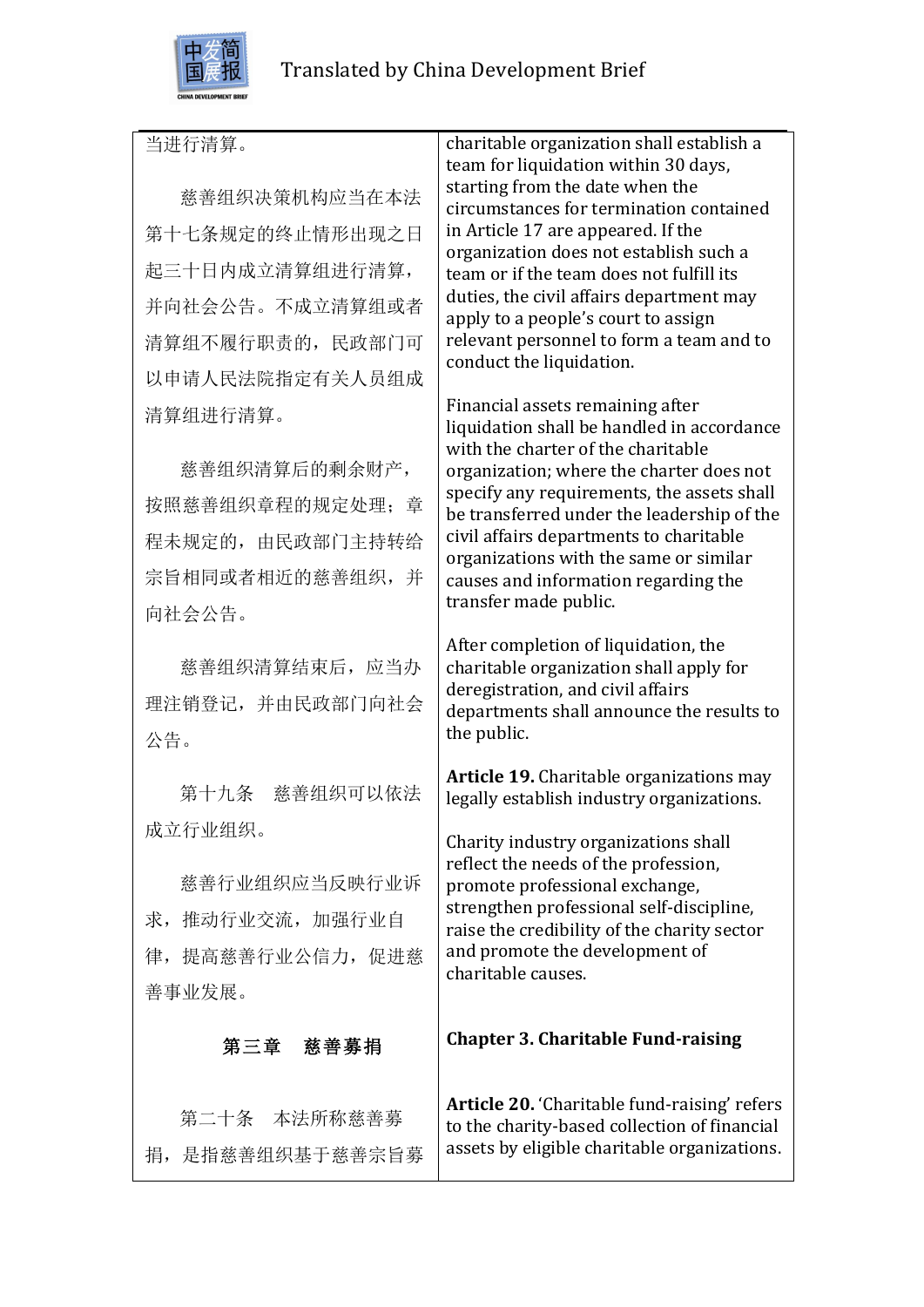| | |
|---|---|
| 当进行清算。 | charitable organization shall establish a team for liquidation within 30 days, starting from the date when the circumstances for termination contained in Article 17 are appeared. If the organization does not establish such a team or if the team does not fulfill its duties, the civil affairs department may apply to a people's court to assign relevant personnel to form a team and to conduct the liquidation. |
| 慈善组织决策机构应当在本法第十七条规定的终止情形出现之日起三十日内成立清算组进行清算，并向社会公告。不成立清算组或者清算组不履行职责的，民政部门可以申请人民法院指定有关人员组成清算组进行清算。 | |
| 慈善组织清算后的剩余财产，按照慈善组织章程的规定处理；章程未规定的，由民政部门主持转给宗旨相同或者相近的慈善组织，并向社会公告。 | Financial assets remaining after liquidation shall be handled in accordance with the charter of the charitable organization; where the charter does not specify any requirements, the assets shall be transferred under the leadership of the civil affairs departments to charitable organizations with the same or similar causes and information regarding the transfer made public. |
| 慈善组织清算结束后，应当办理注销登记，并由民政部门向社会公告。 | After completion of liquidation, the charitable organization shall apply for deregistration, and civil affairs departments shall announce the results to the public. |
| 第十九条　慈善组织可以依法成立行业组织。 | **Article 19.** Charitable organizations may legally establish industry organizations. |
| 慈善行业组织应当反映行业诉求，推动行业交流，加强行业自律，提高慈善行业公信力，促进慈善事业发展。 | Charity industry organizations shall reflect the needs of the profession, promote professional exchange, strengthen professional self-discipline, raise the credibility of the charity sector and promote the development of charitable causes. |
| **第三章　慈善募捐** | **Chapter 3. Charitable Fund-raising** |
| 第二十条　本法所称慈善募捐，是指慈善组织基于慈善宗旨募 | **Article 20.** 'Charitable fund-raising' refers to the charity-based collection of financial assets by eligible charitable organizations. |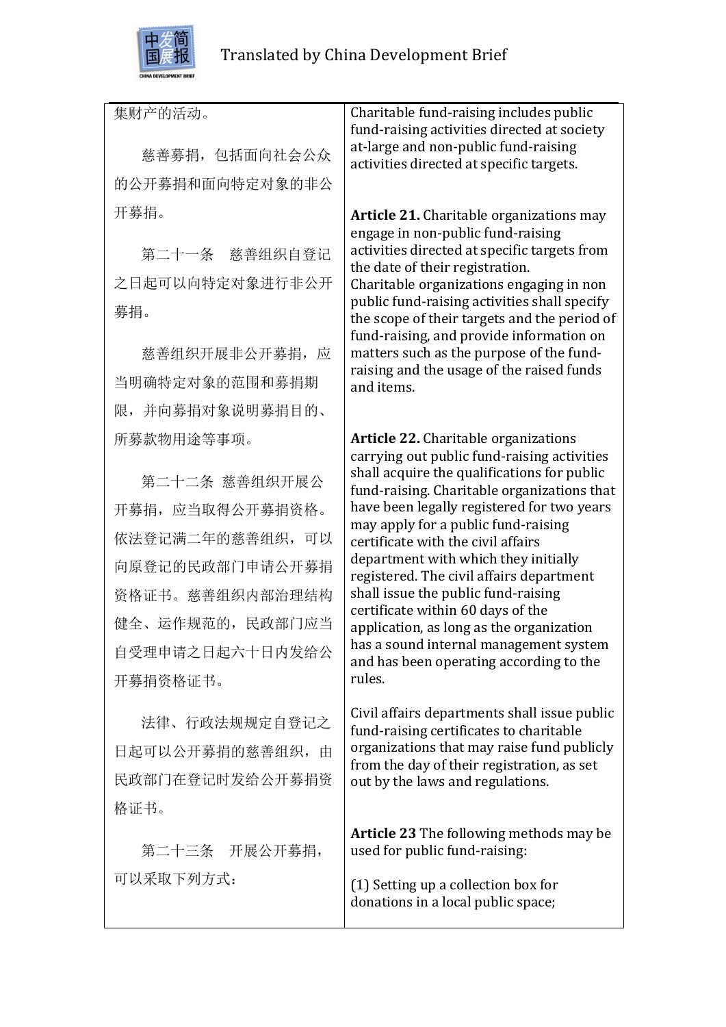| 集财产的活动。<br><br>慈善募捐，包括面向社会公众的公开募捐和面向特定对象的非公开募捐。<br><br>第二十一条　慈善组织自登记之日起可以向特定对象进行非公开募捐。<br><br>慈善组织开展非公开募捐，应当明确特定对象的范围和募捐期限，并向募捐对象说明募捐目的、所募款物用途等事项。<br><br>第二十二条　慈善组织开展公开募捐，应当取得公开募捐资格。依法登记满二年的慈善组织，可以向原登记的民政部门申请公开募捐资格证书。慈善组织内部治理结构健全、运作规范的，民政部门应当自受理申请之日起六十日内发给公开募捐资格证书。<br><br>法律、行政法规规定自登记之日起可以公开募捐的慈善组织，由民政部门在登记时发给公开募捐资格证书。<br><br>第二十三条　开展公开募捐，可以采取下列方式： | Charitable fund-raising includes public fund-raising activities directed at society at-large and non-public fund-raising activities directed at specific targets.<br><br>**Article 21.** Charitable organizations may engage in non-public fund-raising activities directed at specific targets from the date of their registration. Charitable organizations engaging in non public fund-raising activities shall specify the scope of their targets and the period of fund-raising, and provide information on matters such as the purpose of the fund-raising and the usage of the raised funds and items.<br><br>**Article 22.** Charitable organizations carrying out public fund-raising activities shall acquire the qualifications for public fund-raising. Charitable organizations that have been legally registered for two years may apply for a public fund-raising certificate with the civil affairs department with which they initially registered. The civil affairs department shall issue the public fund-raising certificate within 60 days of the application, as long as the organization has a sound internal management system and has been operating according to the rules.<br><br>Civil affairs departments shall issue public fund-raising certificates to charitable organizations that may raise fund publicly from the day of their registration, as set out by the laws and regulations.<br><br>**Article 23** The following methods may be used for public fund-raising:<br><br>(1) Setting up a collection box for donations in a local public space; |
|---|---|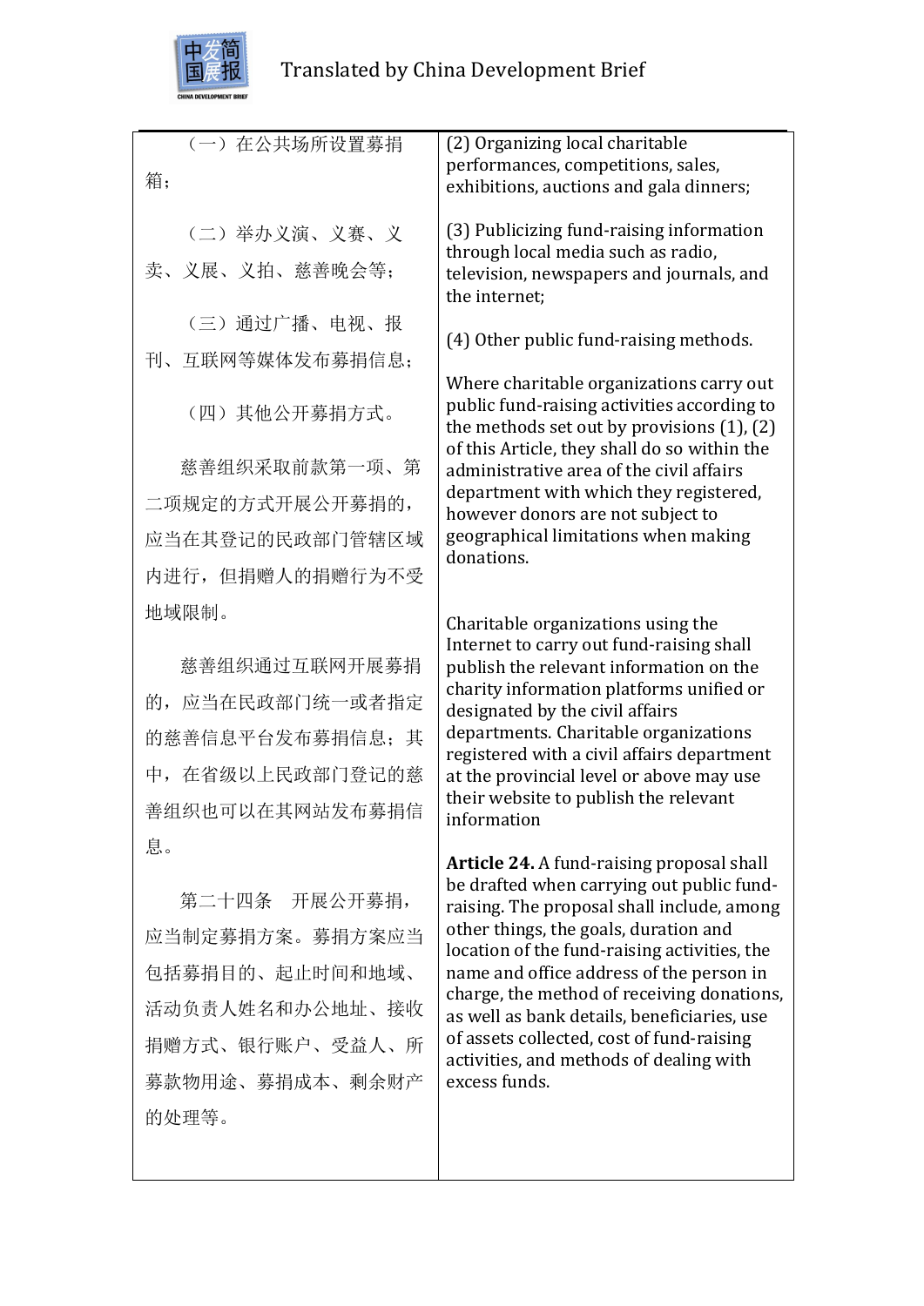| | |
|---|---|
| （一）在公共场所设置募捐箱； | (2) Organizing local charitable performances, competitions, sales, exhibitions, auctions and gala dinners; |
| （二）举办义演、义赛、义卖、义展、义拍、慈善晚会等； | (3) Publicizing fund-raising information through local media such as radio, television, newspapers and journals, and the internet; |
| （三）通过广播、电视、报刊、互联网等媒体发布募捐信息； | (4) Other public fund-raising methods. |
| （四）其他公开募捐方式。 | |
| 慈善组织采取前款第一项、第二项规定的方式开展公开募捐的，应当在其登记的民政部门管辖区域内进行，但捐赠人的捐赠行为不受地域限制。 | Where charitable organizations carry out public fund-raising activities according to the methods set out by provisions (1), (2) of this Article, they shall do so within the administrative area of the civil affairs department with which they registered, however donors are not subject to geographical limitations when making donations. |
| 慈善组织通过互联网开展募捐的，应当在民政部门统一或者指定的慈善信息平台发布募捐信息；其中，在省级以上民政部门登记的慈善组织也可以在其网站发布募捐信息。 | Charitable organizations using the Internet to carry out fund-raising shall publish the relevant information on the charity information platforms unified or designated by the civil affairs departments. Charitable organizations registered with a civil affairs department at the provincial level or above may use their website to publish the relevant information |
| 第二十四条　开展公开募捐，应当制定募捐方案。募捐方案应当包括募捐目的、起止时间和地域、活动负责人姓名和办公地址、接收捐赠方式、银行账户、受益人、所募款物用途、募捐成本、剩余财产的处理等。 | **Article 24.** A fund-raising proposal shall be drafted when carrying out public fund-raising. The proposal shall include, among other things, the goals, duration and location of the fund-raising activities, the name and office address of the person in charge, the method of receiving donations, as well as bank details, beneficiaries, use of assets collected, cost of fund-raising activities, and methods of dealing with excess funds. |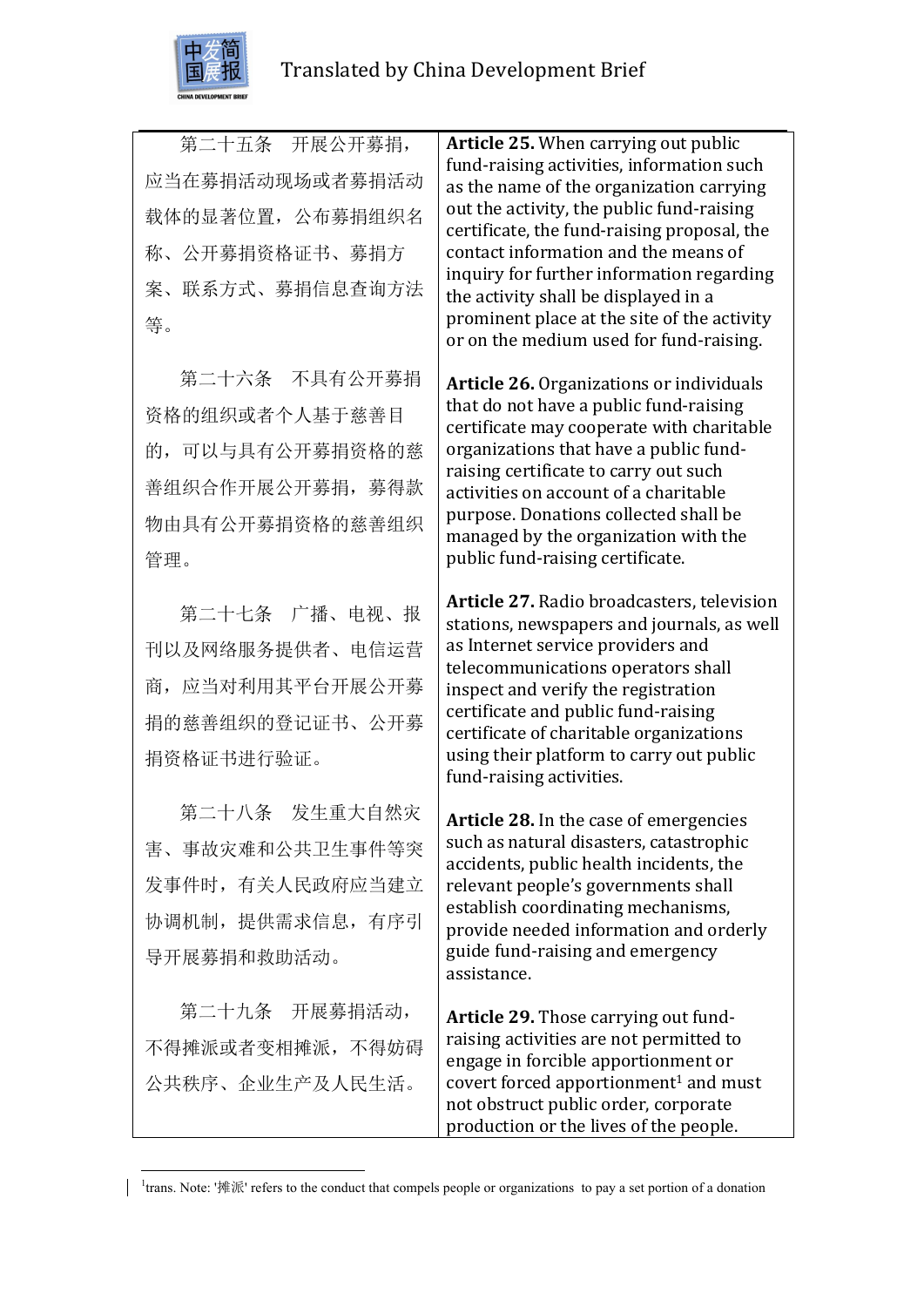| 第二十五条　开展公开募捐，应当在募捐活动现场或者募捐活动载体的显著位置，公布募捐组织名称、公开募捐资格证书、募捐方案、联系方式、募捐信息查询方法等。 | **Article 25.** When carrying out public fund-raising activities, information such as the name of the organization carrying out the activity, the public fund-raising certificate, the fund-raising proposal, the contact information and the means of inquiry for further information regarding the activity shall be displayed in a prominent place at the site of the activity or on the medium used for fund-raising. |
|---|---|
| 第二十六条　不具有公开募捐资格的组织或者个人基于慈善目的，可以与具有公开募捐资格的慈善组织合作开展公开募捐，募得款物由具有公开募捐资格的慈善组织管理。 | **Article 26.** Organizations or individuals that do not have a public fund-raising certificate may cooperate with charitable organizations that have a public fund-raising certificate to carry out such activities on account of a charitable purpose. Donations collected shall be managed by the organization with the public fund-raising certificate. |
| 第二十七条　广播、电视、报刊以及网络服务提供者、电信运营商，应当对利用其平台开展公开募捐的慈善组织的登记证书、公开募捐资格证书进行验证。 | **Article 27.** Radio broadcasters, television stations, newspapers and journals, as well as Internet service providers and telecommunications operators shall inspect and verify the registration certificate and public fund-raising certificate of charitable organizations using their platform to carry out public fund-raising activities. |
| 第二十八条　发生重大自然灾害、事故灾难和公共卫生事件等突发事件时，有关人民政府应当建立协调机制，提供需求信息，有序引导开展募捐和救助活动。 | **Article 28.** In the case of emergencies such as natural disasters, catastrophic accidents, public health incidents, the relevant people's governments shall establish coordinating mechanisms, provide needed information and orderly guide fund-raising and emergency assistance. |
| 第二十九条　开展募捐活动，不得摊派或者变相摊派，不得妨碍公共秩序、企业生产及人民生活。 | **Article 29.** Those carrying out fund-raising activities are not permitted to engage in forcible apportionment or covert forced apportionment[1] and must not obstruct public order, corporate production or the lives of the people. |

[1] trans. Note: '摊派' refers to the conduct that compels people or organizations to pay a set portion of a donation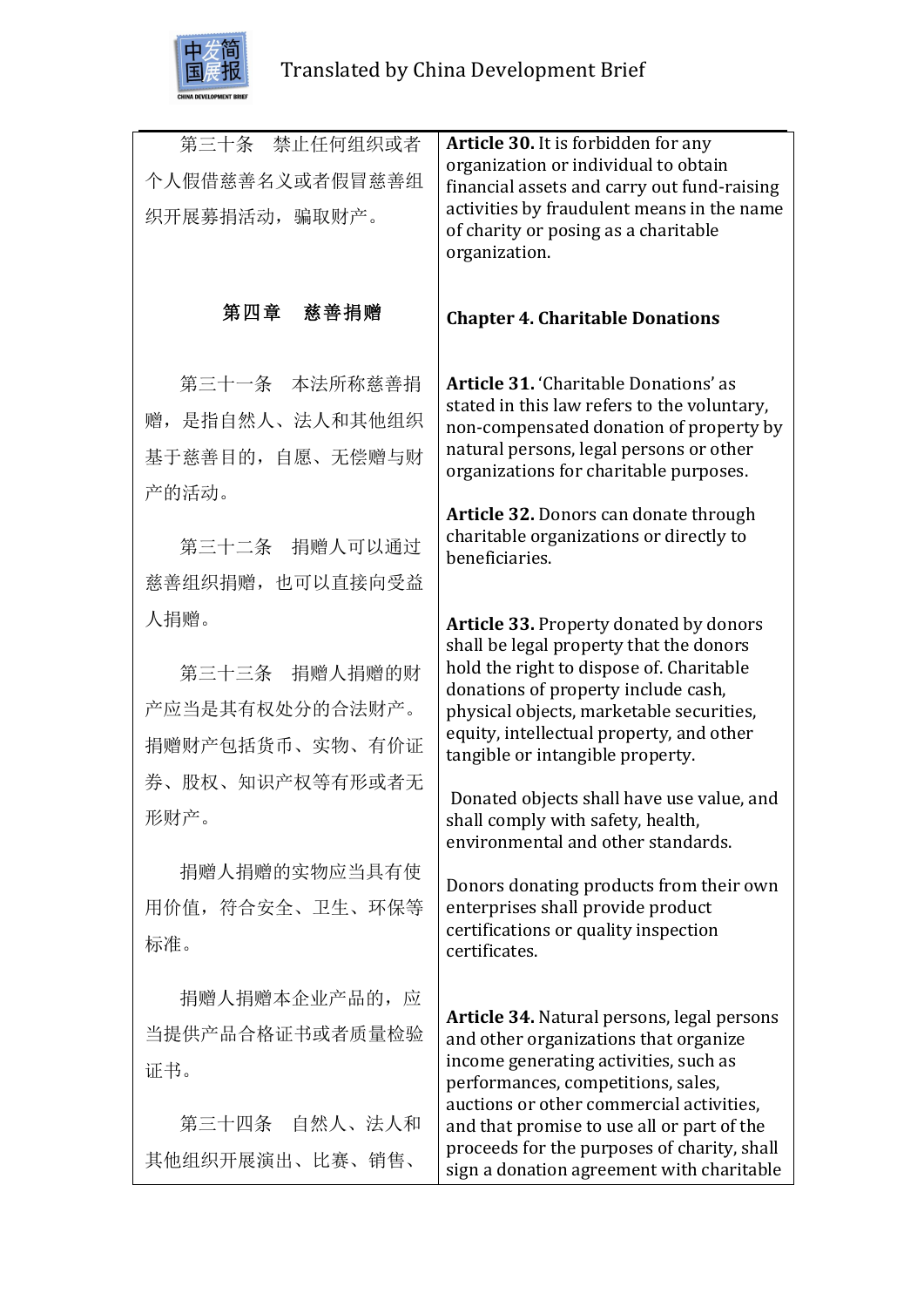| | |
|---|---|
| 第三十条　禁止任何组织或者个人假借慈善名义或者假冒慈善组织开展募捐活动，骗取财产。 | **Article 30.** It is forbidden for any organization or individual to obtain financial assets and carry out fund-raising activities by fraudulent means in the name of charity or posing as a charitable organization. |
| **第四章　慈善捐赠** | **Chapter 4. Charitable Donations** |
| 第三十一条　本法所称慈善捐赠，是指自然人、法人和其他组织基于慈善目的，自愿、无偿赠与财产的活动。 | **Article 31.** 'Charitable Donations' as stated in this law refers to the voluntary, non-compensated donation of property by natural persons, legal persons or other organizations for charitable purposes. |
| 第三十二条　捐赠人可以通过慈善组织捐赠，也可以直接向受益人捐赠。 | **Article 32.** Donors can donate through charitable organizations or directly to beneficiaries. |
| 第三十三条　捐赠人捐赠的财产应当是其有权处分的合法财产。捐赠财产包括货币、实物、有价证券、股权、知识产权等有形或者无形财产。<br><br>捐赠人捐赠的实物应当具有使用价值，符合安全、卫生、环保等标准。<br><br>捐赠人捐赠本企业产品的，应当提供产品合格证书或者质量检验证书。 | **Article 33.** Property donated by donors shall be legal property that the donors hold the right to dispose of. Charitable donations of property include cash, physical objects, marketable securities, equity, intellectual property, and other tangible or intangible property.<br><br>Donated objects shall have use value, and shall comply with safety, health, environmental and other standards.<br><br>Donors donating products from their own enterprises shall provide product certifications or quality inspection certificates. |
| 第三十四条　自然人、法人和其他组织开展演出、比赛、销售、 | **Article 34.** Natural persons, legal persons and other organizations that organize income generating activities, such as performances, competitions, sales, auctions or other commercial activities, and that promise to use all or part of the proceeds for the purposes of charity, shall sign a donation agreement with charitable |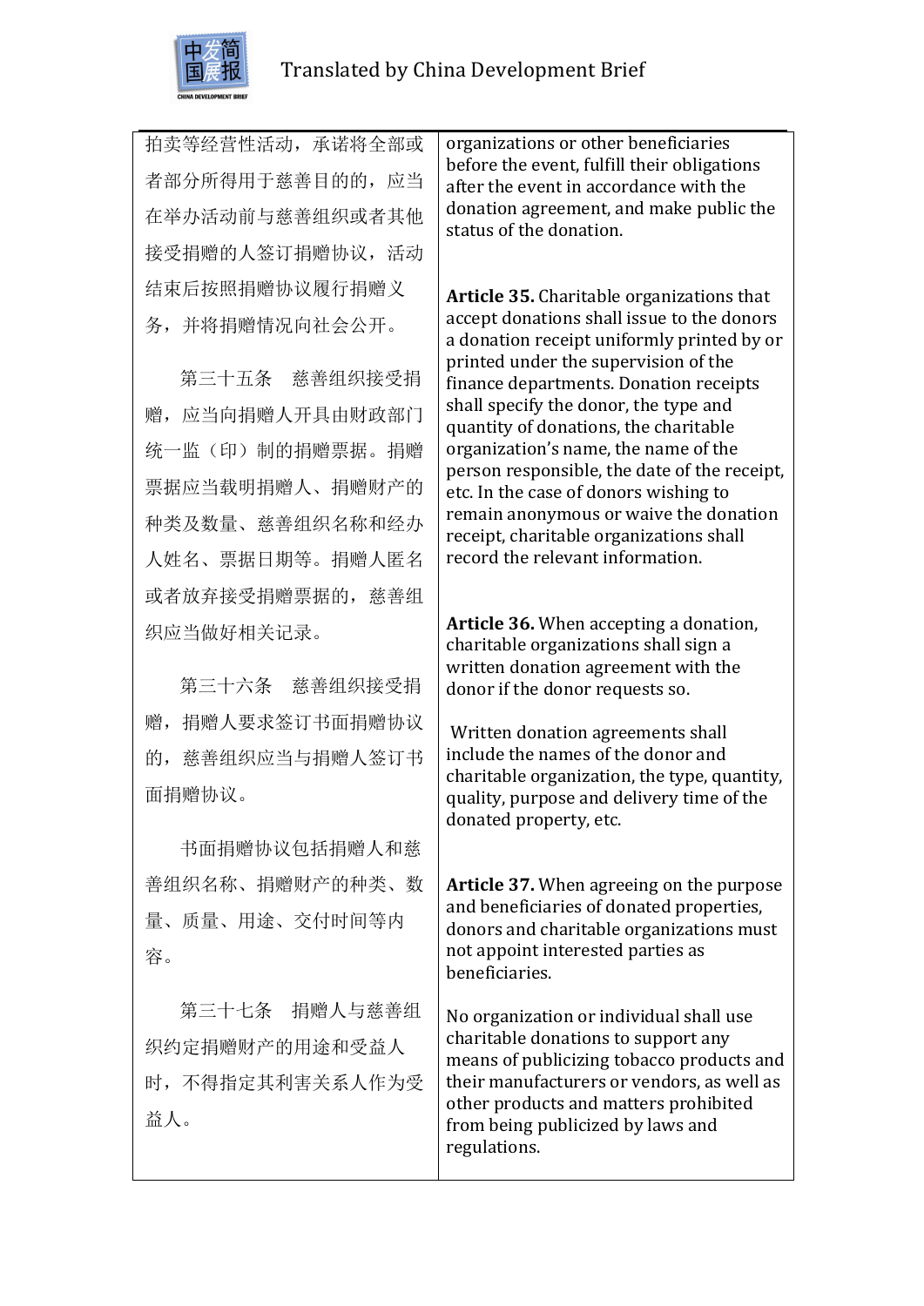| 拍卖等经营性活动，承诺将全部或者部分所得用于慈善目的的，应当在举办活动前与慈善组织或者其他接受捐赠的人签订捐赠协议，活动结束后按照捐赠协议履行捐赠义务，并将捐赠情况向社会公开。 | organizations or other beneficiaries before the event, fulfill their obligations after the event in accordance with the donation agreement, and make public the status of the donation. |
|---|---|
| 第三十五条　慈善组织接受捐赠，应当向捐赠人开具由财政部门统一监（印）制的捐赠票据。捐赠票据应当载明捐赠人、捐赠财产的种类及数量、慈善组织名称和经办人姓名、票据日期等。捐赠人匿名或者放弃接受捐赠票据的，慈善组织应当做好相关记录。 | **Article 35.** Charitable organizations that accept donations shall issue to the donors a donation receipt uniformly printed by or printed under the supervision of the finance departments. Donation receipts shall specify the donor, the type and quantity of donations, the charitable organization's name, the name of the person responsible, the date of the receipt, etc. In the case of donors wishing to remain anonymous or waive the donation receipt, charitable organizations shall record the relevant information. |
| 第三十六条　慈善组织接受捐赠，捐赠人要求签订书面捐赠协议的，慈善组织应当与捐赠人签订书面捐赠协议。<br><br>书面捐赠协议包括捐赠人和慈善组织名称、捐赠财产的种类、数量、质量、用途、交付时间等内容。 | **Article 36.** When accepting a donation, charitable organizations shall sign a written donation agreement with the donor if the donor requests so.<br><br>Written donation agreements shall include the names of the donor and charitable organization, the type, quantity, quality, purpose and delivery time of the donated property, etc. |
| 第三十七条　捐赠人与慈善组织约定捐赠财产的用途和受益人时，不得指定其利害关系人作为受益人。 | **Article 37.** When agreeing on the purpose and beneficiaries of donated properties, donors and charitable organizations must not appoint interested parties as beneficiaries.<br><br>No organization or individual shall use charitable donations to support any means of publicizing tobacco products and their manufacturers or vendors, as well as other products and matters prohibited from being publicized by laws and regulations. |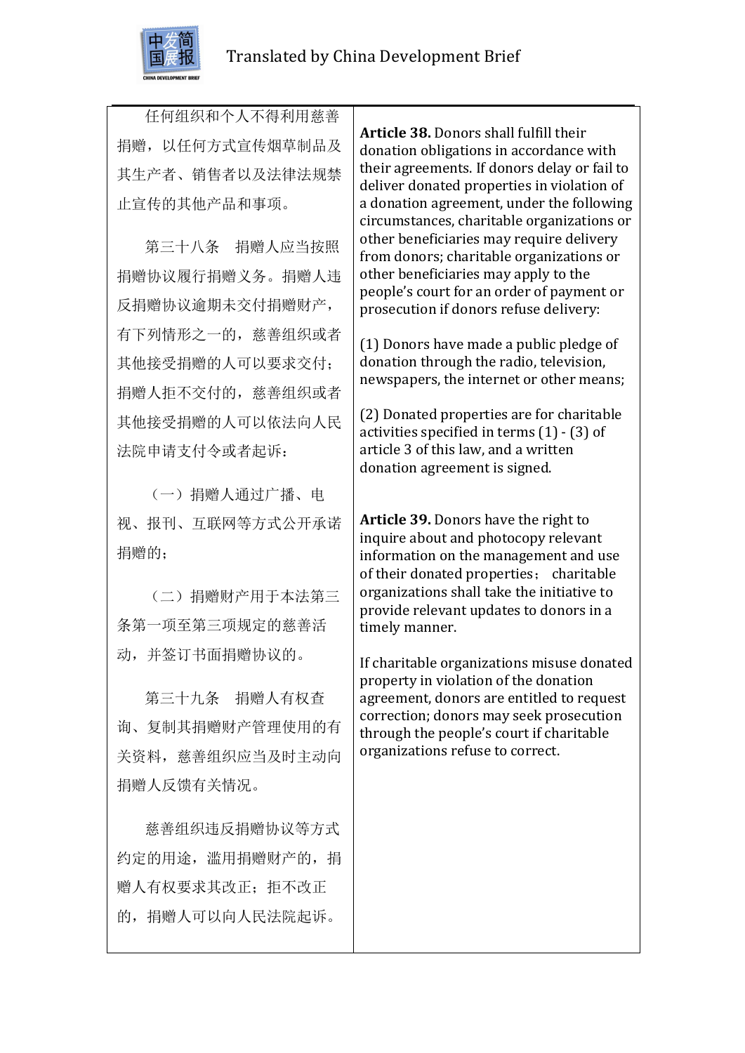| | |
|---|---|
| 任何组织和个人不得利用慈善捐赠，以任何方式宣传烟草制品及其生产者、销售者以及法律法规禁止宣传的其他产品和事项。<br><br>第三十八条　捐赠人应当按照捐赠协议履行捐赠义务。捐赠人违反捐赠协议逾期未交付捐赠财产，有下列情形之一的，慈善组织或者其他接受捐赠的人可以要求交付；捐赠人拒不交付的，慈善组织或者其他接受捐赠的人可以依法向人民法院申请支付令或者起诉：<br><br>（一）捐赠人通过广播、电视、报刊、互联网等方式公开承诺捐赠的；<br><br>（二）捐赠财产用于本法第三条第一项至第三项规定的慈善活动，并签订书面捐赠协议的。<br><br>第三十九条　捐赠人有权查询、复制其捐赠财产管理使用的有关资料，慈善组织应当及时主动向捐赠人反馈有关情况。<br><br>慈善组织违反捐赠协议等方式约定的用途，滥用捐赠财产的，捐赠人有权要求其改正；拒不改正的，捐赠人可以向人民法院起诉。 | **Article 38.** Donors shall fulfill their donation obligations in accordance with their agreements. If donors delay or fail to deliver donated properties in violation of a donation agreement, under the following circumstances, charitable organizations or other beneficiaries may require delivery from donors; charitable organizations or other beneficiaries may apply to the people's court for an order of payment or prosecution if donors refuse delivery:<br><br>(1) Donors have made a public pledge of donation through the radio, television, newspapers, the internet or other means;<br><br>(2) Donated properties are for charitable activities specified in terms (1) - (3) of article 3 of this law, and a written donation agreement is signed.<br><br>**Article 39.** Donors have the right to inquire about and photocopy relevant information on the management and use of their donated properties； charitable organizations shall take the initiative to provide relevant updates to donors in a timely manner.<br><br>If charitable organizations misuse donated property in violation of the donation agreement, donors are entitled to request correction; donors may seek prosecution through the people's court if charitable organizations refuse to correct. |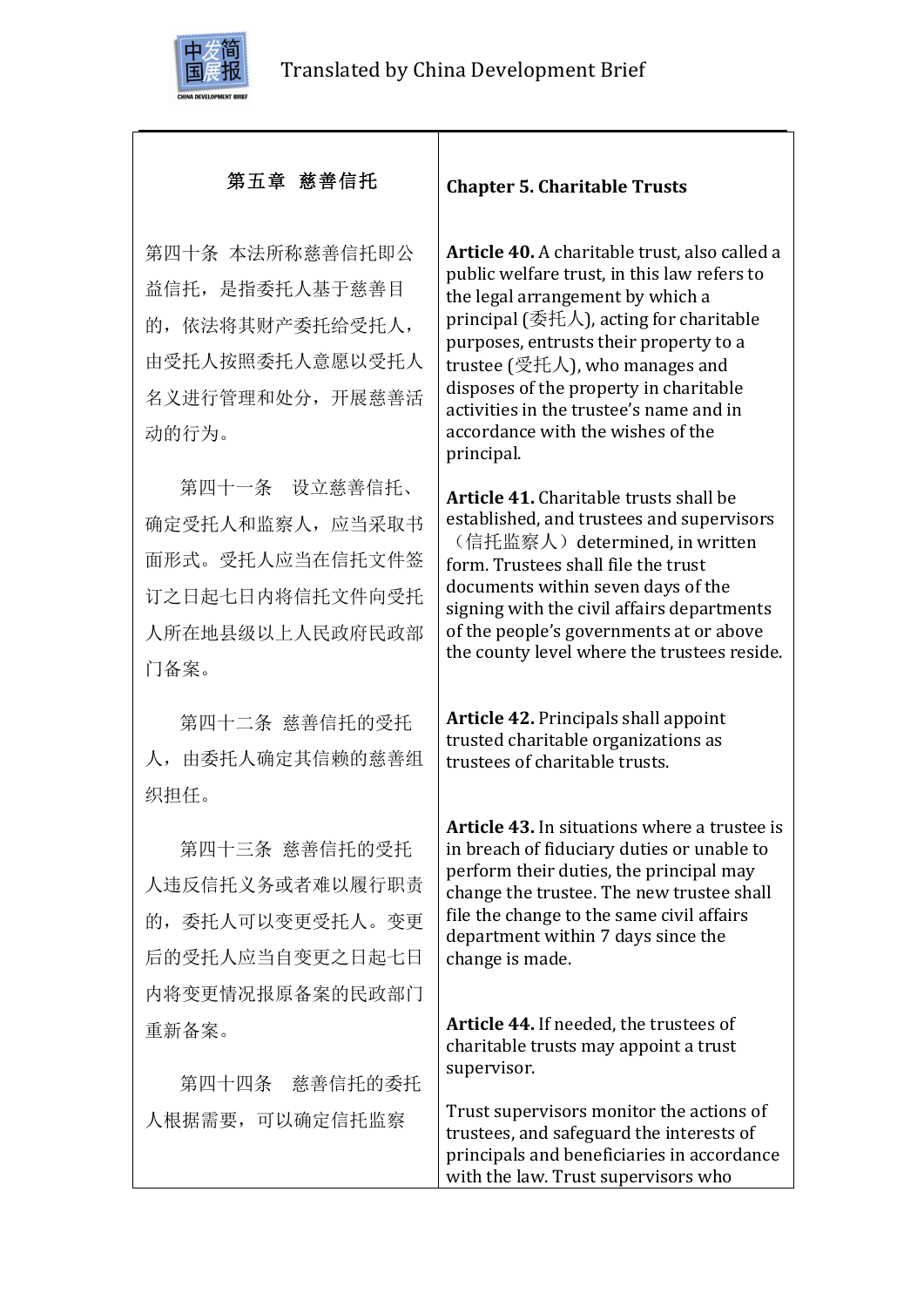| 第五章 慈善信托 | **Chapter 5. Charitable Trusts** |
|---|---|
| 第四十条 本法所称慈善信托即公益信托，是指委托人基于慈善目的，依法将其财产委托给受托人，由受托人按照委托人意愿以受托人名义进行管理和处分，开展慈善活动的行为。 | **Article 40.** A charitable trust, also called a public welfare trust, in this law refers to the legal arrangement by which a principal (委托人), acting for charitable purposes, entrusts their property to a trustee (受托人), who manages and disposes of the property in charitable activities in the trustee's name and in accordance with the wishes of the principal. |
| 第四十一条 设立慈善信托、确定受托人和监察人，应当采取书面形式。受托人应当在信托文件签订之日起七日内将信托文件向受托人所在地县级以上人民政府民政部门备案。 | **Article 41.** Charitable trusts shall be established, and trustees and supervisors（信托监察人）determined, in written form. Trustees shall file the trust documents within seven days of the signing with the civil affairs departments of the people's governments at or above the county level where the trustees reside. |
| 第四十二条 慈善信托的受托人，由委托人确定其信赖的慈善组织担任。 | **Article 42.** Principals shall appoint trusted charitable organizations as trustees of charitable trusts. |
| 第四十三条 慈善信托的受托人违反信托义务或者难以履行职责的，委托人可以变更受托人。变更后的受托人应当自变更之日起七日内将变更情况报原备案的民政部门重新备案。 | **Article 43.** In situations where a trustee is in breach of fiduciary duties or unable to perform their duties, the principal may change the trustee. The new trustee shall file the change to the same civil affairs department within 7 days since the change is made. |
| 第四十四条 慈善信托的委托人根据需要，可以确定信托监察 | **Article 44.** If needed, the trustees of charitable trusts may appoint a trust supervisor.<br><br>Trust supervisors monitor the actions of trustees, and safeguard the interests of principals and beneficiaries in accordance with the law. Trust supervisors who |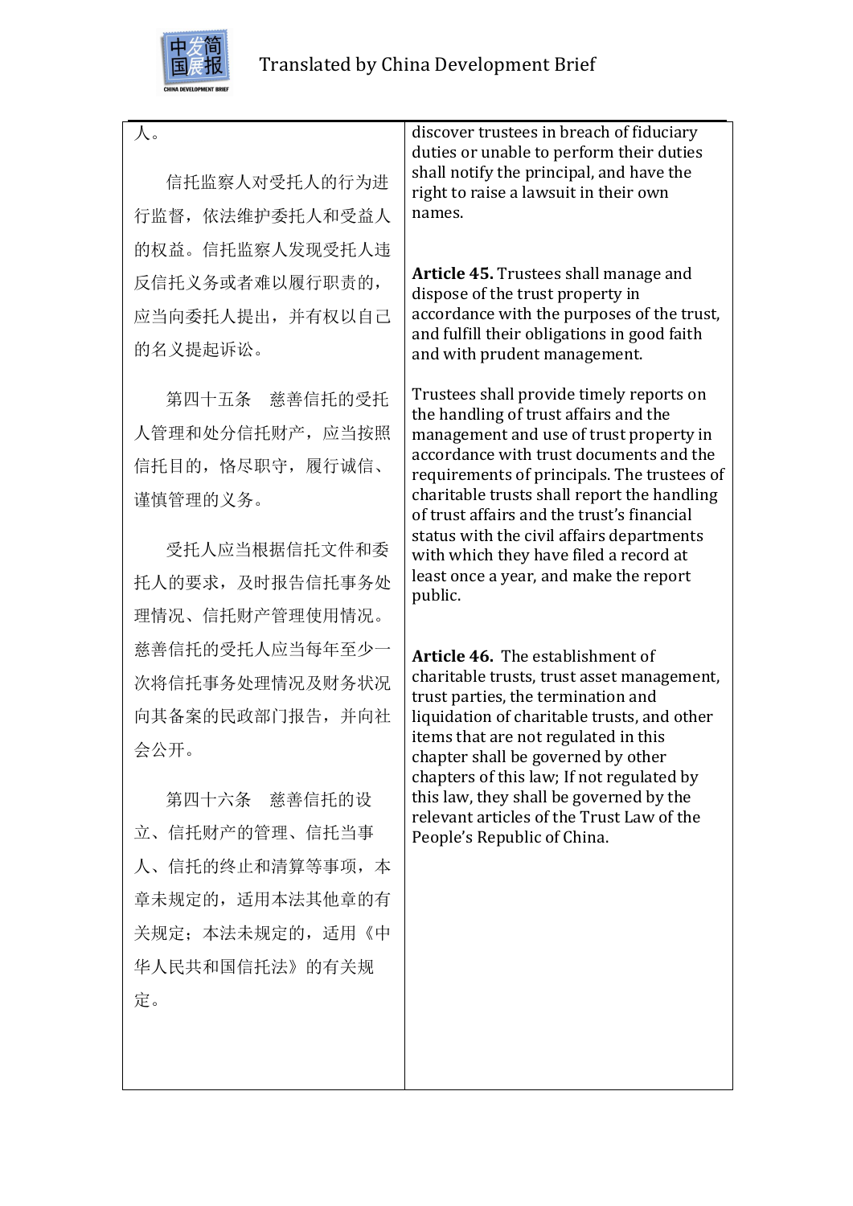| | |
|---|---|
| 人。<br><br>信托监察人对受托人的行为进行监督，依法维护委托人和受益人的权益。信托监察人发现受托人违反信托义务或者难以履行职责的，应当向委托人提出，并有权以自己的名义提起诉讼。<br><br>第四十五条　慈善信托的受托人管理和处分信托财产，应当按照信托目的，恪尽职守，履行诚信、谨慎管理的义务。<br><br>受托人应当根据信托文件和委托人的要求，及时报告信托事务处理情况、信托财产管理使用情况。慈善信托的受托人应当每年至少一次将信托事务处理情况及财务状况向其备案的民政部门报告，并向社会公开。<br><br>第四十六条　慈善信托的设立、信托财产的管理、信托当事人、信托的终止和清算等事项，本章未规定的，适用本法其他章的有关规定；本法未规定的，适用《中华人民共和国信托法》的有关规定。 | discover trustees in breach of fiduciary duties or unable to perform their duties shall notify the principal, and have the right to raise a lawsuit in their own names.<br><br>**Article 45.** Trustees shall manage and dispose of the trust property in accordance with the purposes of the trust, and fulfill their obligations in good faith and with prudent management.<br><br>Trustees shall provide timely reports on the handling of trust affairs and the management and use of trust property in accordance with trust documents and the requirements of principals. The trustees of charitable trusts shall report the handling of trust affairs and the trust's financial status with the civil affairs departments with which they have filed a record at least once a year, and make the report public.<br><br>**Article 46.** The establishment of charitable trusts, trust asset management, trust parties, the termination and liquidation of charitable trusts, and other items that are not regulated in this chapter shall be governed by other chapters of this law; If not regulated by this law, they shall be governed by the relevant articles of the Trust Law of the People's Republic of China. |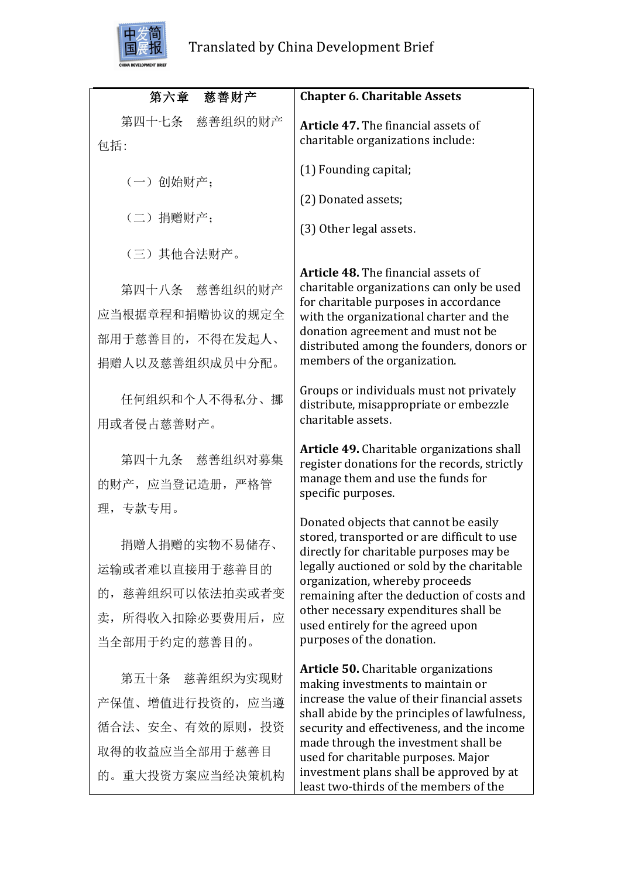| 第六章　慈善财产 | Chapter 6. Charitable Assets |
| --- | --- |
| 第四十七条　慈善组织的财产包括： | **Article 47.** The financial assets of charitable organizations include: |
| （一）创始财产； | (1) Founding capital; |
| （二）捐赠财产； | (2) Donated assets; |
| （三）其他合法财产。 | (3) Other legal assets. |
| 第四十八条　慈善组织的财产应当根据章程和捐赠协议的规定全部用于慈善目的，不得在发起人、捐赠人以及慈善组织成员中分配。 | **Article 48.** The financial assets of charitable organizations can only be used for charitable purposes in accordance with the organizational charter and the donation agreement and must not be distributed among the founders, donors or members of the organization. |
| 任何组织和个人不得私分、挪用或者侵占慈善财产。 | Groups or individuals must not privately distribute, misappropriate or embezzle charitable assets. |
| 第四十九条　慈善组织对募集的财产，应当登记造册，严格管理，专款专用。 | **Article 49.** Charitable organizations shall register donations for the records, strictly manage them and use the funds for specific purposes. |
| 捐赠人捐赠的实物不易储存、运输或者难以直接用于慈善目的的，慈善组织可以依法拍卖或者变卖，所得收入扣除必要费用后，应当全部用于约定的慈善目的。 | Donated objects that cannot be easily stored, transported or are difficult to use directly for charitable purposes may be legally auctioned or sold by the charitable organization, whereby proceeds remaining after the deduction of costs and other necessary expenditures shall be used entirely for the agreed upon purposes of the donation. |
| 第五十条　慈善组织为实现财产保值、增值进行投资的，应当遵循合法、安全、有效的原则，投资取得的收益应当全部用于慈善目的。重大投资方案应当经决策机构 | **Article 50.** Charitable organizations making investments to maintain or increase the value of their financial assets shall abide by the principles of lawfulness, security and effectiveness, and the income made through the investment shall be used for charitable purposes. Major investment plans shall be approved by at least two-thirds of the members of the |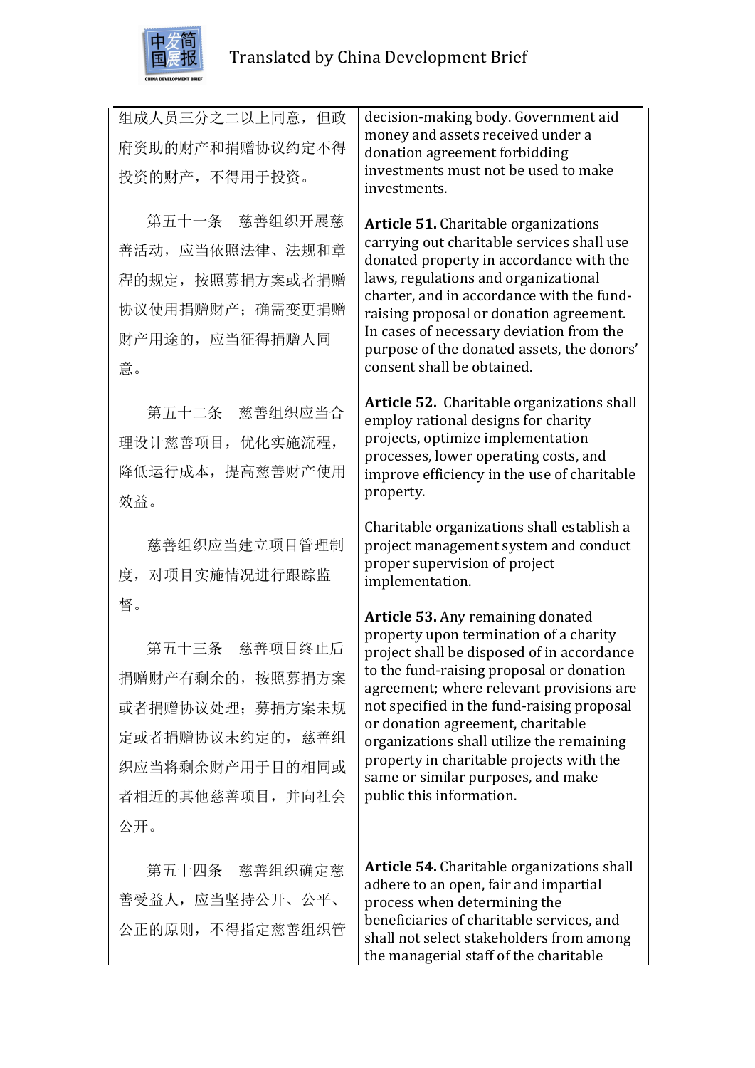| | |
|---|---|
| 组成人员三分之二以上同意，但政府资助的财产和捐赠协议约定不得投资的财产，不得用于投资。 | decision-making body. Government aid money and assets received under a donation agreement forbidding investments must not be used to make investments. |
| 第五十一条　慈善组织开展慈善活动，应当依照法律、法规和章程的规定，按照募捐方案或者捐赠协议使用捐赠财产；确需变更捐赠财产用途的，应当征得捐赠人同意。 | **Article 51.** Charitable organizations carrying out charitable services shall use donated property in accordance with the laws, regulations and organizational charter, and in accordance with the fund-raising proposal or donation agreement. In cases of necessary deviation from the purpose of the donated assets, the donors' consent shall be obtained. |
| 第五十二条　慈善组织应当合理设计慈善项目，优化实施流程，降低运行成本，提高慈善财产使用效益。 | **Article 52.** Charitable organizations shall employ rational designs for charity projects, optimize implementation processes, lower operating costs, and improve efficiency in the use of charitable property. |
| 慈善组织应当建立项目管理制度，对项目实施情况进行跟踪监督。 | Charitable organizations shall establish a project management system and conduct proper supervision of project implementation. |
| 第五十三条　慈善项目终止后捐赠财产有剩余的，按照募捐方案或者捐赠协议处理；募捐方案未规定或者捐赠协议未约定的，慈善组织应当将剩余财产用于目的相同或者相近的其他慈善项目，并向社会公开。 | **Article 53.** Any remaining donated property upon termination of a charity project shall be disposed of in accordance to the fund-raising proposal or donation agreement; where relevant provisions are not specified in the fund-raising proposal or donation agreement, charitable organizations shall utilize the remaining property in charitable projects with the same or similar purposes, and make public this information. |
| 第五十四条　慈善组织确定慈善受益人，应当坚持公开、公平、公正的原则，不得指定慈善组织管 | **Article 54.** Charitable organizations shall adhere to an open, fair and impartial process when determining the beneficiaries of charitable services, and shall not select stakeholders from among the managerial staff of the charitable |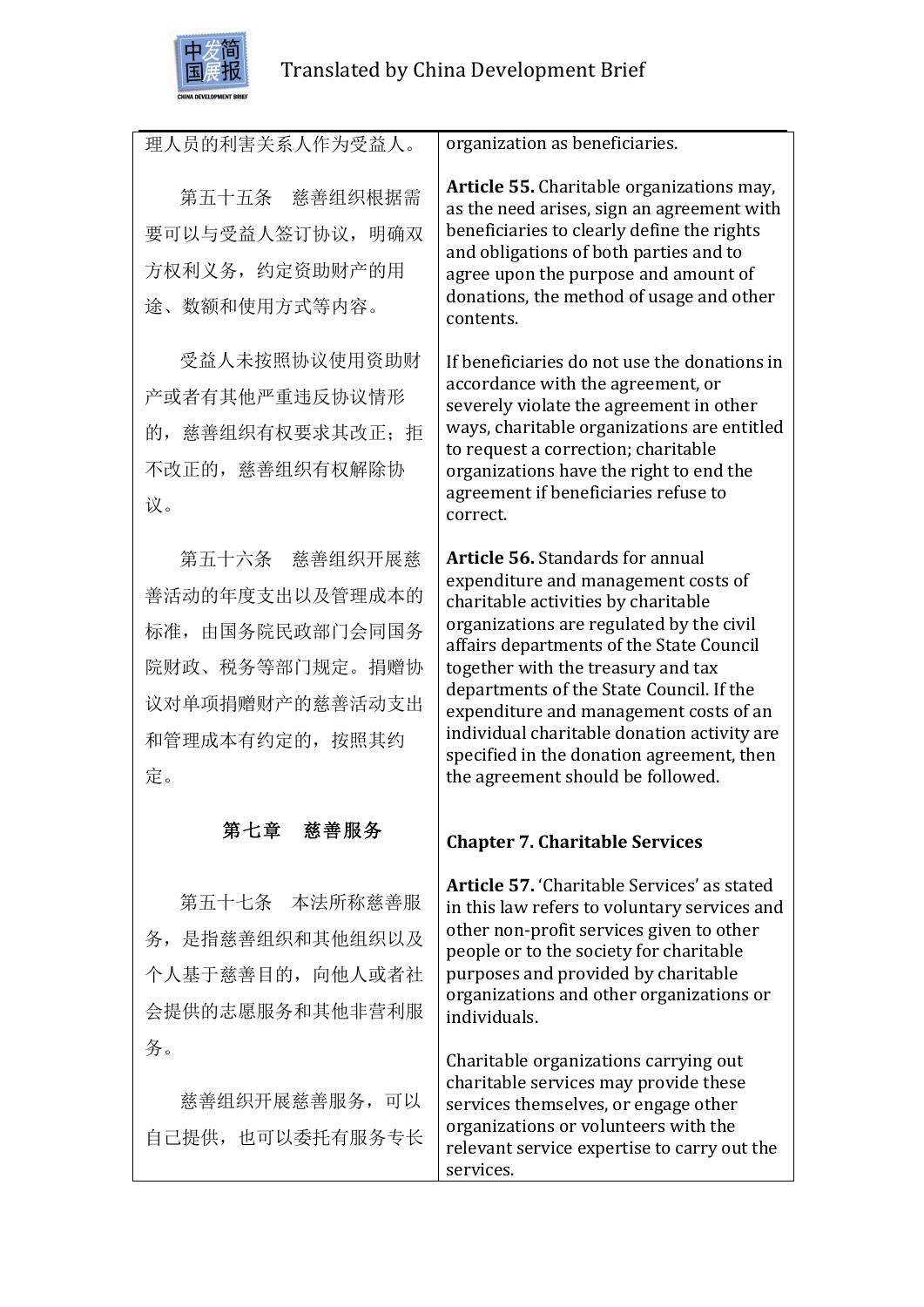| 理人员的利害关系人作为受益人。 | organization as beneficiaries. |
|---|---|
| 第五十五条　慈善组织根据需要可以与受益人签订协议，明确双方权利义务，约定资助财产的用途、数额和使用方式等内容。 | **Article 55.** Charitable organizations may, as the need arises, sign an agreement with beneficiaries to clearly define the rights and obligations of both parties and to agree upon the purpose and amount of donations, the method of usage and other contents. |
| 受益人未按照协议使用资助财产或者有其他严重违反协议情形的，慈善组织有权要求其改正；拒不改正的，慈善组织有权解除协议。 | If beneficiaries do not use the donations in accordance with the agreement, or severely violate the agreement in other ways, charitable organizations are entitled to request a correction; charitable organizations have the right to end the agreement if beneficiaries refuse to correct. |
| 第五十六条　慈善组织开展慈善活动的年度支出以及管理成本的标准，由国务院民政部门会同国务院财政、税务等部门规定。捐赠协议对单项捐赠财产的慈善活动支出和管理成本有约定的，按照其约定。 | **Article 56.** Standards for annual expenditure and management costs of charitable activities by charitable organizations are regulated by the civil affairs departments of the State Council together with the treasury and tax departments of the State Council. If the expenditure and management costs of an individual charitable donation activity are specified in the donation agreement, then the agreement should be followed. |
| **第七章　慈善服务** | **Chapter 7. Charitable Services** |
| 第五十七条　本法所称慈善服务，是指慈善组织和其他组织以及个人基于慈善目的，向他人或者社会提供的志愿服务和其他非营利服务。 | **Article 57.** 'Charitable Services' as stated in this law refers to voluntary services and other non-profit services given to other people or to the society for charitable purposes and provided by charitable organizations and other organizations or individuals. |
| 慈善组织开展慈善服务，可以自己提供，也可以委托有服务专长 | Charitable organizations carrying out charitable services may provide these services themselves, or engage other organizations or volunteers with the relevant service expertise to carry out the services. |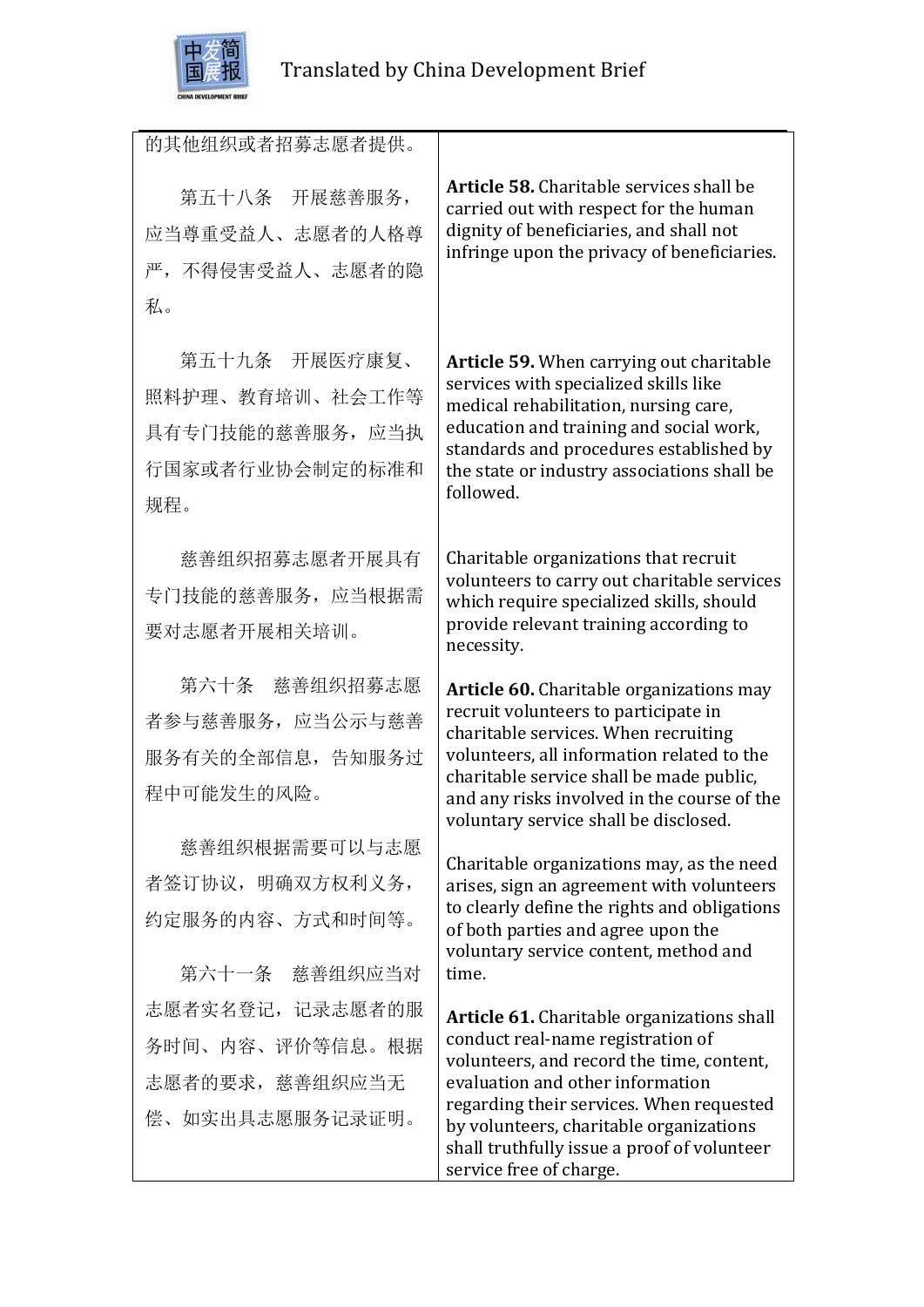| | |
|---|---|
| 的其他组织或者招募志愿者提供。 | |
| 第五十八条　开展慈善服务，应当尊重受益人、志愿者的人格尊严，不得侵害受益人、志愿者的隐私。 | **Article 58.** Charitable services shall be carried out with respect for the human dignity of beneficiaries, and shall not infringe upon the privacy of beneficiaries. |
| 第五十九条　开展医疗康复、照料护理、教育培训、社会工作等具有专门技能的慈善服务，应当执行国家或者行业协会制定的标准和规程。 | **Article 59.** When carrying out charitable services with specialized skills like medical rehabilitation, nursing care, education and training and social work, standards and procedures established by the state or industry associations shall be followed. |
| 慈善组织招募志愿者开展具有专门技能的慈善服务，应当根据需要对志愿者开展相关培训。 | Charitable organizations that recruit volunteers to carry out charitable services which require specialized skills, should provide relevant training according to necessity. |
| 第六十条　慈善组织招募志愿者参与慈善服务，应当公示与慈善服务有关的全部信息，告知服务过程中可能发生的风险。 | **Article 60.** Charitable organizations may recruit volunteers to participate in charitable services. When recruiting volunteers, all information related to the charitable service shall be made public, and any risks involved in the course of the voluntary service shall be disclosed. |
| 慈善组织根据需要可以与志愿者签订协议，明确双方权利义务，约定服务的内容、方式和时间等。 | Charitable organizations may, as the need arises, sign an agreement with volunteers to clearly define the rights and obligations of both parties and agree upon the voluntary service content, method and time. |
| 第六十一条　慈善组织应当对志愿者实名登记，记录志愿者的服务时间、内容、评价等信息。根据志愿者的要求，慈善组织应当无偿、如实出具志愿服务记录证明。 | **Article 61.** Charitable organizations shall conduct real-name registration of volunteers, and record the time, content, evaluation and other information regarding their services. When requested by volunteers, charitable organizations shall truthfully issue a proof of volunteer service free of charge. |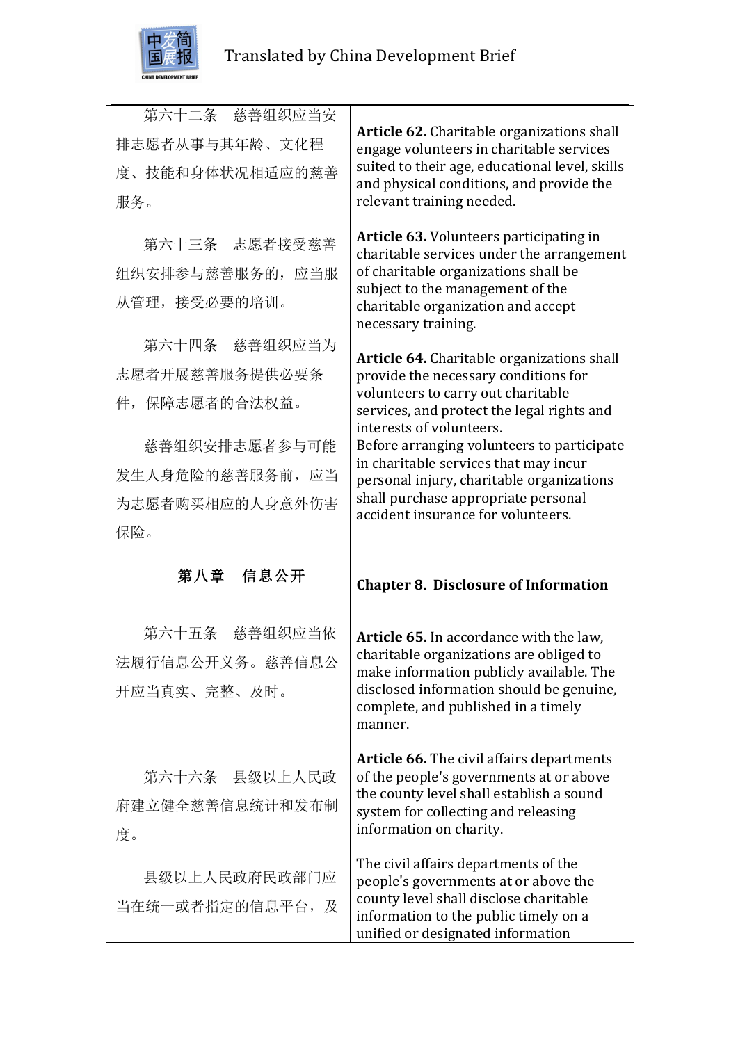| | |
|---|---|
| 第六十二条　慈善组织应当安排志愿者从事与其年龄、文化程度、技能和身体状况相适应的慈善服务。 | **Article 62.** Charitable organizations shall engage volunteers in charitable services suited to their age, educational level, skills and physical conditions, and provide the relevant training needed. |
| 第六十三条　志愿者接受慈善组织安排参与慈善服务的，应当服从管理，接受必要的培训。 | **Article 63.** Volunteers participating in charitable services under the arrangement of charitable organizations shall be subject to the management of the charitable organization and accept necessary training. |
| 第六十四条　慈善组织应当为志愿者开展慈善服务提供必要条件，保障志愿者的合法权益。<br><br>慈善组织安排志愿者参与可能发生人身危险的慈善服务前，应当为志愿者购买相应的人身意外伤害保险。 | **Article 64.** Charitable organizations shall provide the necessary conditions for volunteers to carry out charitable services, and protect the legal rights and interests of volunteers.<br>Before arranging volunteers to participate in charitable services that may incur personal injury, charitable organizations shall purchase appropriate personal accident insurance for volunteers. |
| **第八章　信息公开** | **Chapter 8. Disclosure of Information** |
| 第六十五条　慈善组织应当依法履行信息公开义务。慈善信息公开应当真实、完整、及时。 | **Article 65.** In accordance with the law, charitable organizations are obliged to make information publicly available. The disclosed information should be genuine, complete, and published in a timely manner. |
| 第六十六条　县级以上人民政府建立健全慈善信息统计和发布制度。<br><br>县级以上人民政府民政部门应当在统一或者指定的信息平台，及 | **Article 66.** The civil affairs departments of the people's governments at or above the county level shall establish a sound system for collecting and releasing information on charity.<br><br>The civil affairs departments of the people's governments at or above the county level shall disclose charitable information to the public timely on a unified or designated information |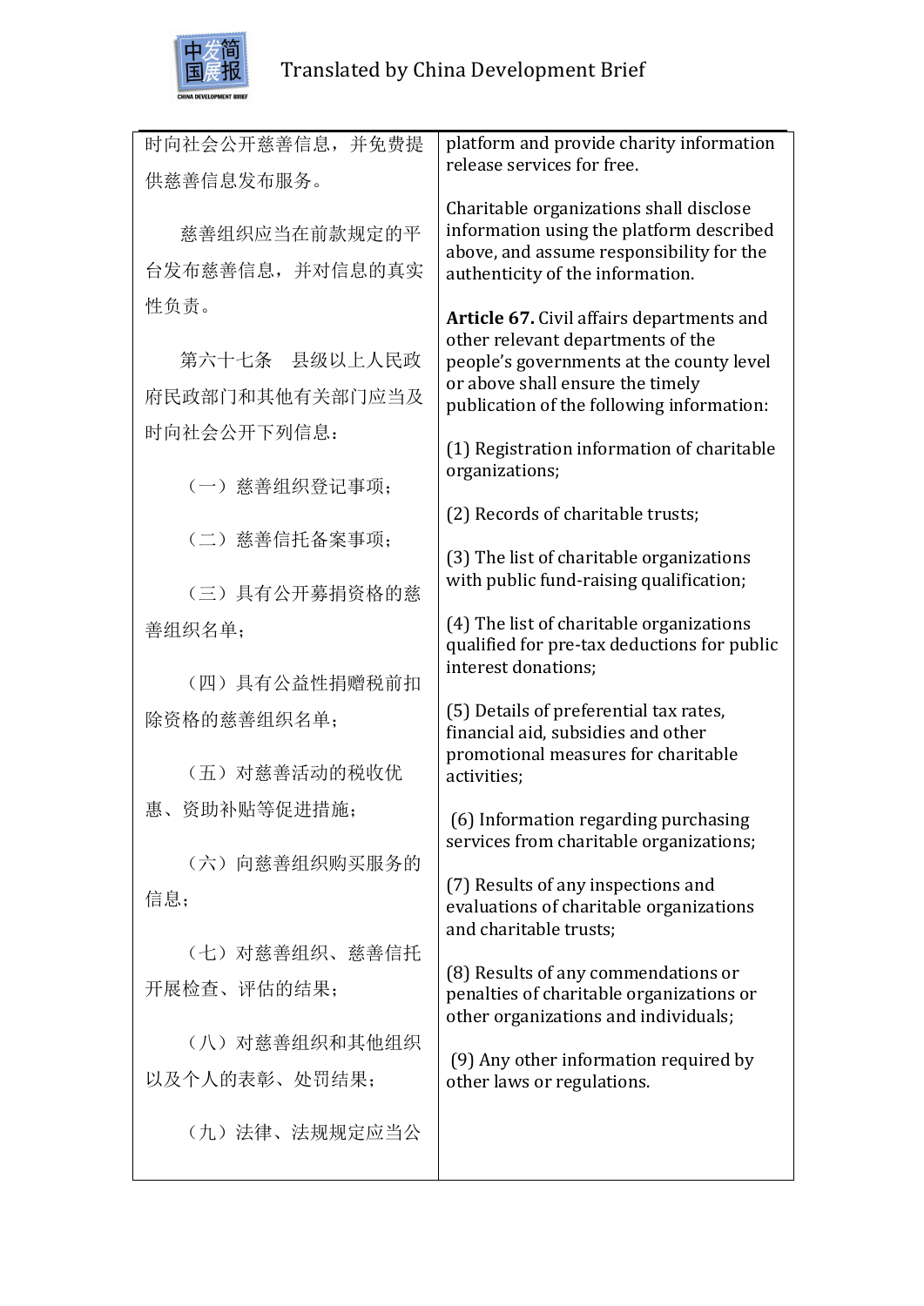| 时向社会公开慈善信息，并免费提供慈善信息发布服务。 | platform and provide charity information release services for free. |
|---|---|
| 慈善组织应当在前款规定的平台发布慈善信息，并对信息的真实性负责。 | Charitable organizations shall disclose information using the platform described above, and assume responsibility for the authenticity of the information. |
| 第六十七条　县级以上人民政府民政部门和其他有关部门应当及时向社会公开下列信息： | **Article 67.** Civil affairs departments and other relevant departments of the people's governments at the county level or above shall ensure the timely publication of the following information: |
| （一）慈善组织登记事项； | (1) Registration information of charitable organizations; |
| （二）慈善信托备案事项； | (2) Records of charitable trusts; |
| （三）具有公开募捐资格的慈善组织名单； | (3) The list of charitable organizations with public fund-raising qualification; |
| （四）具有公益性捐赠税前扣除资格的慈善组织名单； | (4) The list of charitable organizations qualified for pre-tax deductions for public interest donations; |
| （五）对慈善活动的税收优惠、资助补贴等促进措施； | (5) Details of preferential tax rates, financial aid, subsidies and other promotional measures for charitable activities; |
| （六）向慈善组织购买服务的信息； | (6) Information regarding purchasing services from charitable organizations; |
| （七）对慈善组织、慈善信托开展检查、评估的结果； | (7) Results of any inspections and evaluations of charitable organizations and charitable trusts; |
| （八）对慈善组织和其他组织以及个人的表彰、处罚结果； | (8) Results of any commendations or penalties of charitable organizations or other organizations and individuals; |
| （九）法律、法规规定应当公 | (9) Any other information required by other laws or regulations. |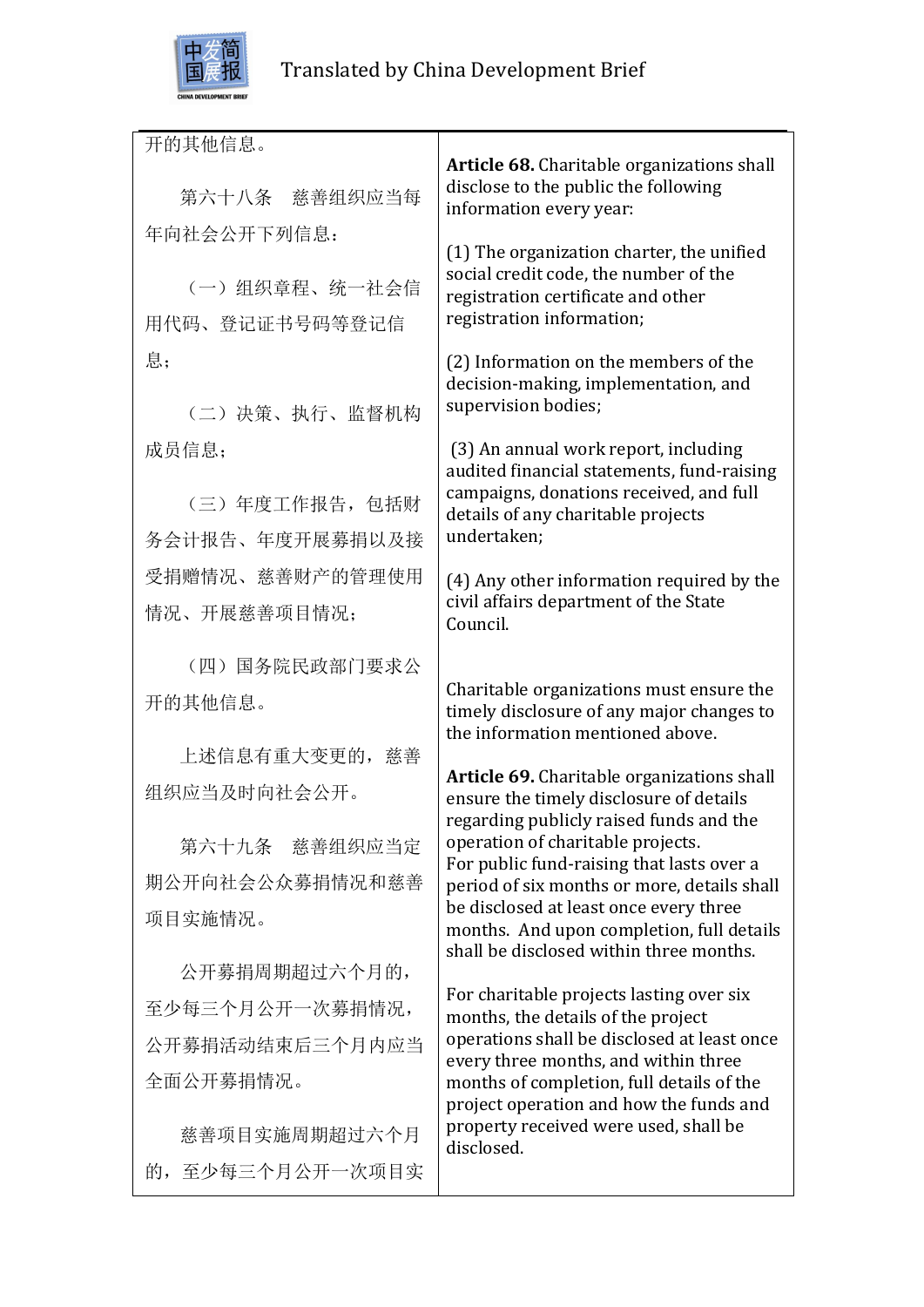| 开的其他信息。 | |
|---|---|
| 第六十八条　慈善组织应当每年向社会公开下列信息： | **Article 68.** Charitable organizations shall disclose to the public the following information every year: |
| （一）组织章程、统一社会信用代码、登记证书号码等登记信息； | (1) The organization charter, the unified social credit code, the number of the registration certificate and other registration information; |
| （二）决策、执行、监督机构成员信息； | (2) Information on the members of the decision-making, implementation, and supervision bodies; |
| （三）年度工作报告，包括财务会计报告、年度开展募捐以及接受捐赠情况、慈善财产的管理使用情况、开展慈善项目情况； | (3) An annual work report, including audited financial statements, fund-raising campaigns, donations received, and full details of any charitable projects undertaken; |
| （四）国务院民政部门要求公开的其他信息。 | (4) Any other information required by the civil affairs department of the State Council. |
| 上述信息有重大变更的，慈善组织应当及时向社会公开。 | Charitable organizations must ensure the timely disclosure of any major changes to the information mentioned above. |
| 第六十九条　慈善组织应当定期公开向社会公众募捐情况和慈善项目实施情况。 | **Article 69.** Charitable organizations shall ensure the timely disclosure of details regarding publicly raised funds and the operation of charitable projects. |
| 公开募捐周期超过六个月的，至少每三个月公开一次募捐情况，公开募捐活动结束后三个月内应当全面公开募捐情况。 | For public fund-raising that lasts over a period of six months or more, details shall be disclosed at least once every three months. And upon completion, full details shall be disclosed within three months. |
| 慈善项目实施周期超过六个月的，至少每三个月公开一次项目实 | For charitable projects lasting over six months, the details of the project operations shall be disclosed at least once every three months, and within three months of completion, full details of the project operation and how the funds and property received were used, shall be disclosed. |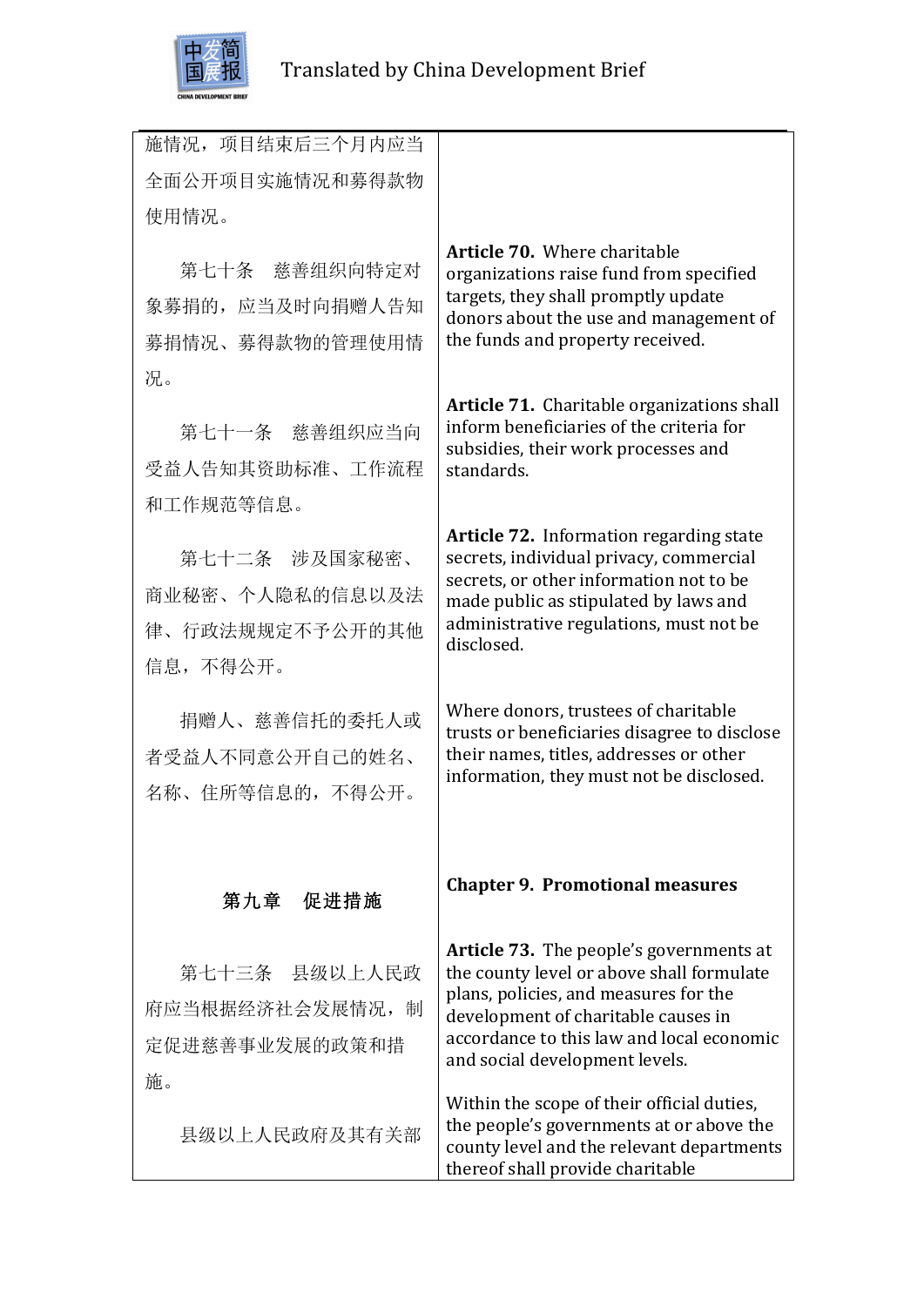| | |
|---|---|
| 施情况，项目结束后三个月内应当全面公开项目实施情况和募得款物使用情况。 | |
| 第七十条　慈善组织向特定对象募捐的，应当及时向捐赠人告知募捐情况、募得款物的管理使用情况。 | **Article 70.** Where charitable organizations raise fund from specified targets, they shall promptly update donors about the use and management of the funds and property received. |
| 第七十一条　慈善组织应当向受益人告知其资助标准、工作流程和工作规范等信息。 | **Article 71.** Charitable organizations shall inform beneficiaries of the criteria for subsidies, their work processes and standards. |
| 第七十二条　涉及国家秘密、商业秘密、个人隐私的信息以及法律、行政法规规定不予公开的其他信息，不得公开。 | **Article 72.** Information regarding state secrets, individual privacy, commercial secrets, or other information not to be made public as stipulated by laws and administrative regulations, must not be disclosed. |
| 捐赠人、慈善信托的委托人或者受益人不同意公开自己的姓名、名称、住所等信息的，不得公开。 | Where donors, trustees of charitable trusts or beneficiaries disagree to disclose their names, titles, addresses or other information, they must not be disclosed. |
| **第九章　促进措施** | **Chapter 9. Promotional measures** |
| 第七十三条　县级以上人民政府应当根据经济社会发展情况，制定促进慈善事业发展的政策和措施。 | **Article 73.** The people's governments at the county level or above shall formulate plans, policies, and measures for the development of charitable causes in accordance to this law and local economic and social development levels. |
| 县级以上人民政府及其有关部 | Within the scope of their official duties, the people's governments at or above the county level and the relevant departments thereof shall provide charitable |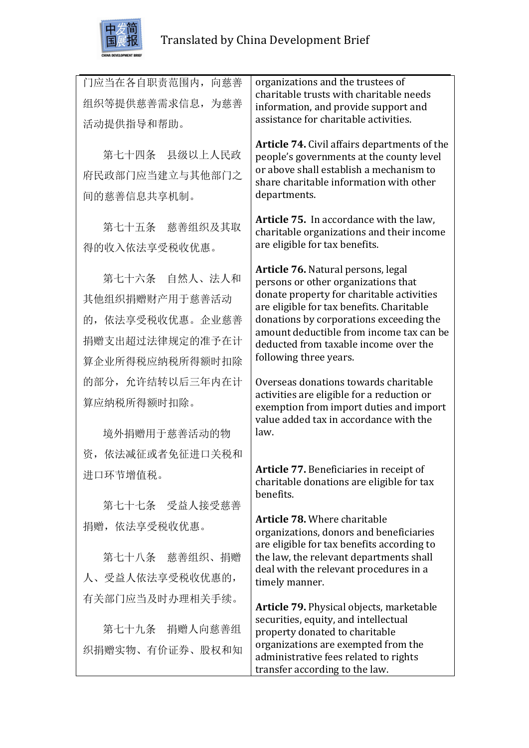| | |
|---|---|
| 门应当在各自职责范围内，向慈善组织等提供慈善需求信息，为慈善活动提供指导和帮助。 | organizations and the trustees of charitable trusts with charitable needs information, and provide support and assistance for charitable activities. |
| 第七十四条　县级以上人民政府民政部门应当建立与其他部门之间的慈善信息共享机制。 | **Article 74.** Civil affairs departments of the people's governments at the county level or above shall establish a mechanism to share charitable information with other departments. |
| 第七十五条　慈善组织及其取得的收入依法享受税收优惠。 | **Article 75.** In accordance with the law, charitable organizations and their income are eligible for tax benefits. |
| 第七十六条　自然人、法人和其他组织捐赠财产用于慈善活动的，依法享受税收优惠。企业慈善捐赠支出超过法律规定的准予在计算企业所得税应纳税所得额时扣除的部分，允许结转以后三年内在计算应纳税所得额时扣除。<br><br>境外捐赠用于慈善活动的物资，依法减征或者免征进口关税和进口环节增值税。 | **Article 76.** Natural persons, legal persons or other organizations that donate property for charitable activities are eligible for tax benefits. Charitable donations by corporations exceeding the amount deductible from income tax can be deducted from taxable income over the following three years.<br><br>Overseas donations towards charitable activities are eligible for a reduction or exemption from import duties and import value added tax in accordance with the law. |
| 第七十七条　受益人接受慈善捐赠，依法享受税收优惠。 | **Article 77.** Beneficiaries in receipt of charitable donations are eligible for tax benefits. |
| 第七十八条　慈善组织、捐赠人、受益人依法享受税收优惠的，有关部门应当及时办理相关手续。 | **Article 78.** Where charitable organizations, donors and beneficiaries are eligible for tax benefits according to the law, the relevant departments shall deal with the relevant procedures in a timely manner. |
| 第七十九条　捐赠人向慈善组织捐赠实物、有价证券、股权和知 | **Article 79.** Physical objects, marketable securities, equity, and intellectual property donated to charitable organizations are exempted from the administrative fees related to rights transfer according to the law. |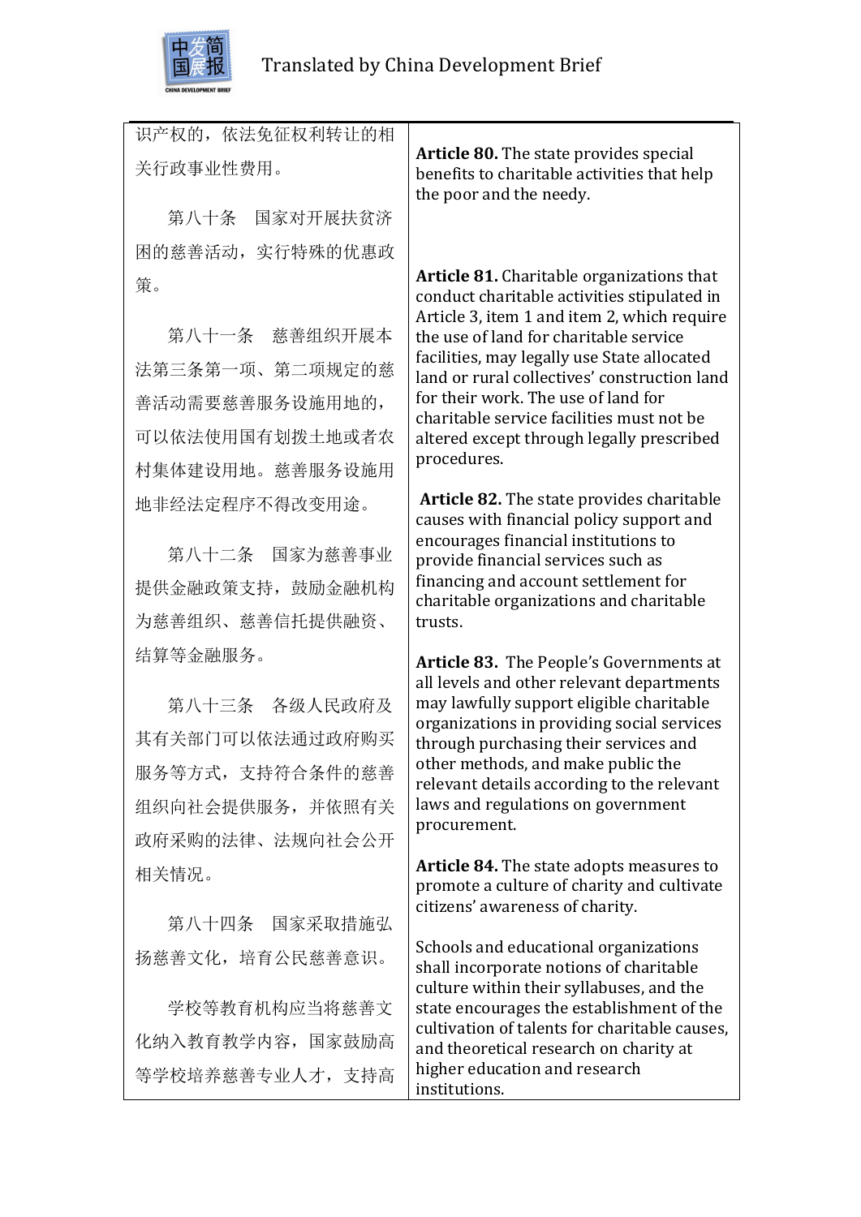| 识产权的，依法免征权利转让的相关行政事业性费用。 | |
|---|---|
| 第八十条　国家对开展扶贫济困的慈善活动，实行特殊的优惠政策。 | **Article 80.** The state provides special benefits to charitable activities that help the poor and the needy. |
| 第八十一条　慈善组织开展本法第三条第一项、第二项规定的慈善活动需要慈善服务设施用地的，可以依法使用国有划拨土地或者农村集体建设用地。慈善服务设施用地非经法定程序不得改变用途。 | **Article 81.** Charitable organizations that conduct charitable activities stipulated in Article 3, item 1 and item 2, which require the use of land for charitable service facilities, may legally use State allocated land or rural collectives' construction land for their work. The use of land for charitable service facilities must not be altered except through legally prescribed procedures. |
| 第八十二条　国家为慈善事业提供金融政策支持，鼓励金融机构为慈善组织、慈善信托提供融资、结算等金融服务。 | **Article 82.** The state provides charitable causes with financial policy support and encourages financial institutions to provide financial services such as financing and account settlement for charitable organizations and charitable trusts. |
| 第八十三条　各级人民政府及其有关部门可以依法通过政府购买服务等方式，支持符合条件的慈善组织向社会提供服务，并依照有关政府采购的法律、法规向社会公开相关情况。 | **Article 83.** The People's Governments at all levels and other relevant departments may lawfully support eligible charitable organizations in providing social services through purchasing their services and other methods, and make public the relevant details according to the relevant laws and regulations on government procurement. |
| 第八十四条　国家采取措施弘扬慈善文化，培育公民慈善意识。 | **Article 84.** The state adopts measures to promote a culture of charity and cultivate citizens' awareness of charity. |
| 学校等教育机构应当将慈善文化纳入教育教学内容，国家鼓励高等学校培养慈善专业人才，支持高 | Schools and educational organizations shall incorporate notions of charitable culture within their syllabuses, and the state encourages the establishment of the cultivation of talents for charitable causes, and theoretical research on charity at higher education and research institutions. |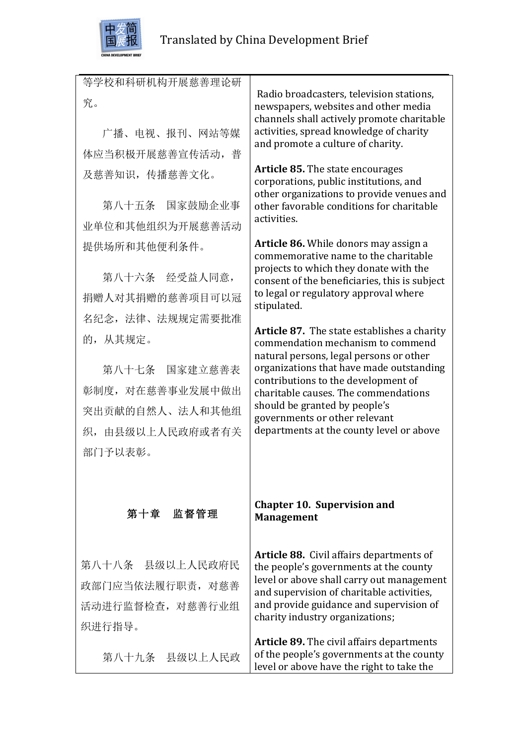| | |
|---|---|
| 等学校和科研机构开展慈善理论研究。 | |
| 广播、电视、报刊、网站等媒体应当积极开展慈善宣传活动，普及慈善知识，传播慈善文化。 | Radio broadcasters, television stations, newspapers, websites and other media channels shall actively promote charitable activities, spread knowledge of charity and promote a culture of charity. |
| 第八十五条　国家鼓励企业事业单位和其他组织为开展慈善活动提供场所和其他便利条件。 | **Article 85.** The state encourages corporations, public institutions, and other organizations to provide venues and other favorable conditions for charitable activities. |
| 第八十六条　经受益人同意，捐赠人对其捐赠的慈善项目可以冠名纪念，法律、法规规定需要批准的，从其规定。 | **Article 86.** While donors may assign a commemorative name to the charitable projects to which they donate with the consent of the beneficiaries, this is subject to legal or regulatory approval where stipulated. |
| 第八十七条　国家建立慈善表彰制度，对在慈善事业发展中做出突出贡献的自然人、法人和其他组织，由县级以上人民政府或者有关部门予以表彰。 | **Article 87.** The state establishes a charity commendation mechanism to commend natural persons, legal persons or other organizations that have made outstanding contributions to the development of charitable causes. The commendations should be granted by people's governments or other relevant departments at the county level or above |
| **第十章　监督管理** | **Chapter 10. Supervision and Management** |
| 第八十八条　县级以上人民政府民政部门应当依法履行职责，对慈善活动进行监督检查，对慈善行业组织进行指导。 | **Article 88.** Civil affairs departments of the people's governments at the county level or above shall carry out management and supervision of charitable activities, and provide guidance and supervision of charity industry organizations; |
| 第八十九条　县级以上人民政 | **Article 89.** The civil affairs departments of the people's governments at the county level or above have the right to take the |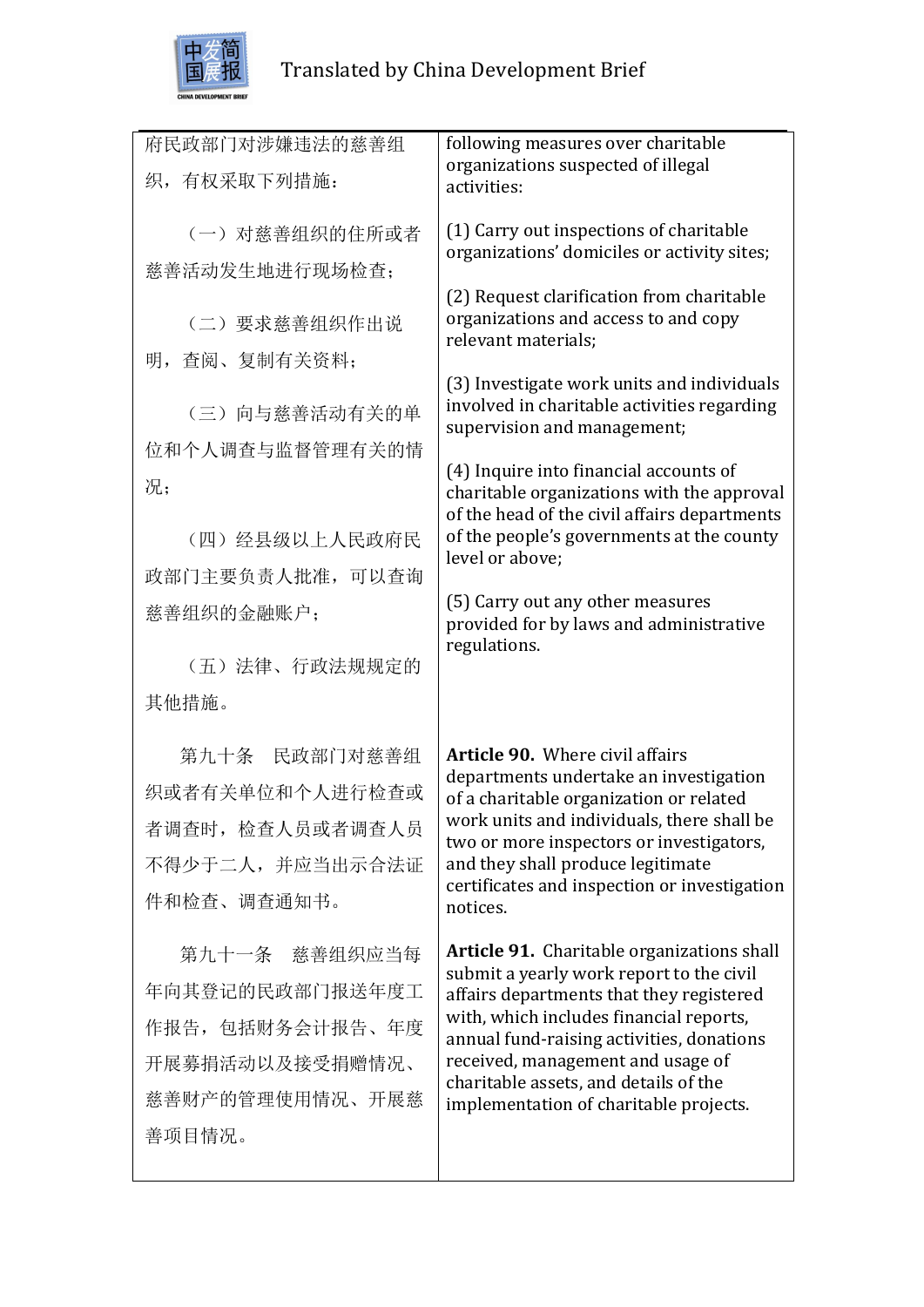| 府民政部门对涉嫌违法的慈善组织，有权采取下列措施： | following measures over charitable organizations suspected of illegal activities: |
|---|---|
| （一）对慈善组织的住所或者慈善活动发生地进行现场检查； | (1) Carry out inspections of charitable organizations' domiciles or activity sites; |
| （二）要求慈善组织作出说明，查阅、复制有关资料； | (2) Request clarification from charitable organizations and access to and copy relevant materials; |
| （三）向与慈善活动有关的单位和个人调查与监督管理有关的情况； | (3) Investigate work units and individuals involved in charitable activities regarding supervision and management; |
| （四）经县级以上人民政府民政部门主要负责人批准，可以查询慈善组织的金融账户； | (4) Inquire into financial accounts of charitable organizations with the approval of the head of the civil affairs departments of the people's governments at the county level or above; |
| （五）法律、行政法规规定的其他措施。 | (5) Carry out any other measures provided for by laws and administrative regulations. |
| 第九十条　民政部门对慈善组织或者有关单位和个人进行检查或者调查时，检查人员或者调查人员不得少于二人，并应当出示合法证件和检查、调查通知书。 | **Article 90.** Where civil affairs departments undertake an investigation of a charitable organization or related work units and individuals, there shall be two or more inspectors or investigators, and they shall produce legitimate certificates and inspection or investigation notices. |
| 第九十一条　慈善组织应当每年向其登记的民政部门报送年度工作报告，包括财务会计报告、年度开展募捐活动以及接受捐赠情况、慈善财产的管理使用情况、开展慈善项目情况。 | **Article 91.** Charitable organizations shall submit a yearly work report to the civil affairs departments that they registered with, which includes financial reports, annual fund-raising activities, donations received, management and usage of charitable assets, and details of the implementation of charitable projects. |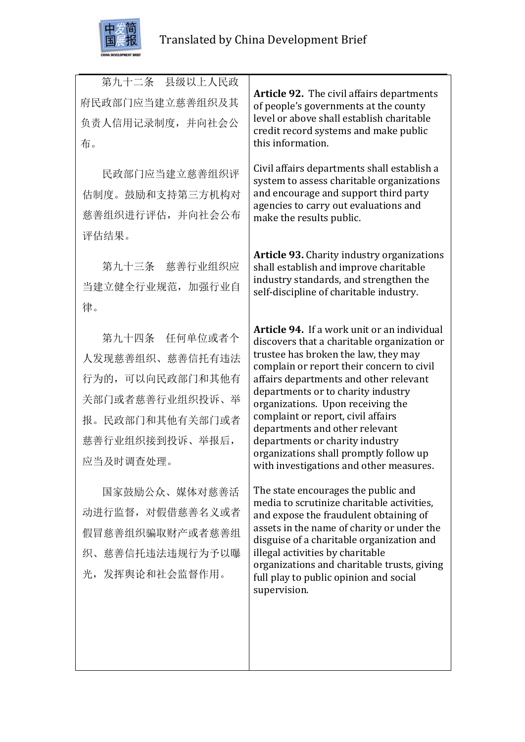| 第九十二条　县级以上人民政府民政部门应当建立慈善组织及其负责人信用记录制度，并向社会公布。 | **Article 92.** The civil affairs departments of people's governments at the county level or above shall establish charitable credit record systems and make public this information. |
| --- | --- |
| 民政部门应当建立慈善组织评估制度。鼓励和支持第三方机构对慈善组织进行评估，并向社会公布评估结果。 | Civil affairs departments shall establish a system to assess charitable organizations and encourage and support third party agencies to carry out evaluations and make the results public. |
| 第九十三条　慈善行业组织应当建立健全行业规范，加强行业自律。 | **Article 93.** Charity industry organizations shall establish and improve charitable industry standards, and strengthen the self-discipline of charitable industry. |
| 第九十四条　任何单位或者个人发现慈善组织、慈善信托有违法行为的，可以向民政部门和其他有关部门或者慈善行业组织投诉、举报。民政部门和其他有关部门或者慈善行业组织接到投诉、举报后，应当及时调查处理。 | **Article 94.** If a work unit or an individual discovers that a charitable organization or trustee has broken the law, they may complain or report their concern to civil affairs departments and other relevant departments or to charity industry organizations. Upon receiving the complaint or report, civil affairs departments and other relevant departments or charity industry organizations shall promptly follow up with investigations and other measures. |
| 国家鼓励公众、媒体对慈善活动进行监督，对假借慈善名义或者假冒慈善组织骗取财产或者慈善组织、慈善信托违法违规行为予以曝光，发挥舆论和社会监督作用。 | The state encourages the public and media to scrutinize charitable activities, and expose the fraudulent obtaining of assets in the name of charity or under the disguise of a charitable organization and illegal activities by charitable organizations and charitable trusts, giving full play to public opinion and social supervision. |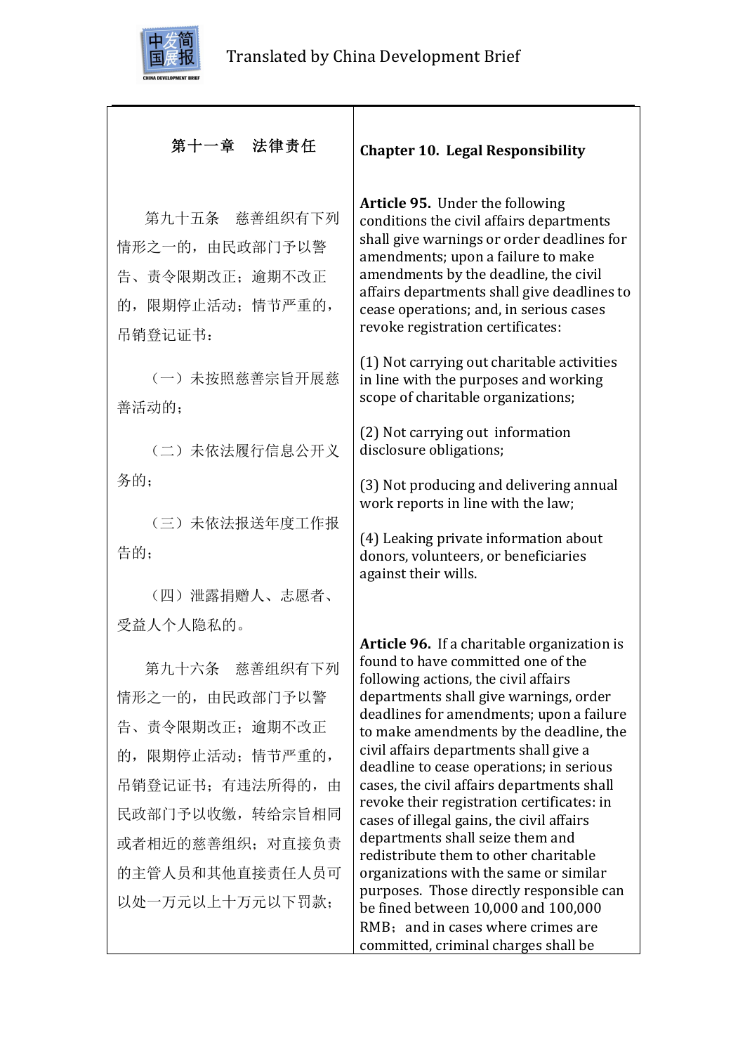| 第十一章　法律责任 | **Chapter 10. Legal Responsibility** |
|---|---|
| 第九十五条　慈善组织有下列情形之一的，由民政部门予以警告、责令限期改正；逾期不改正的，限期停止活动；情节严重的，吊销登记证书： | **Article 95.** Under the following conditions the civil affairs departments shall give warnings or order deadlines for amendments; upon a failure to make amendments by the deadline, the civil affairs departments shall give deadlines to cease operations; and, in serious cases revoke registration certificates: |
| （一）未按照慈善宗旨开展慈善活动的； | (1) Not carrying out charitable activities in line with the purposes and working scope of charitable organizations; |
| （二）未依法履行信息公开义务的； | (2) Not carrying out information disclosure obligations; |
| （三）未依法报送年度工作报告的； | (3) Not producing and delivering annual work reports in line with the law; |
| （四）泄露捐赠人、志愿者、受益人个人隐私的。 | (4) Leaking private information about donors, volunteers, or beneficiaries against their wills. |
| 第九十六条　慈善组织有下列情形之一的，由民政部门予以警告、责令限期改正；逾期不改正的，限期停止活动；情节严重的，吊销登记证书；有违法所得的，由民政部门予以收缴，转给宗旨相同或者相近的慈善组织；对直接负责的主管人员和其他直接责任人员可以处一万元以上十万元以下罚款； | **Article 96.** If a charitable organization is found to have committed one of the following actions, the civil affairs departments shall give warnings, order deadlines for amendments; upon a failure to make amendments by the deadline, the civil affairs departments shall give a deadline to cease operations; in serious cases, the civil affairs departments shall revoke their registration certificates: in cases of illegal gains, the civil affairs departments shall seize them and redistribute them to other charitable organizations with the same or similar purposes. Those directly responsible can be fined between 10,000 and 100,000 RMB；and in cases where crimes are committed, criminal charges shall be |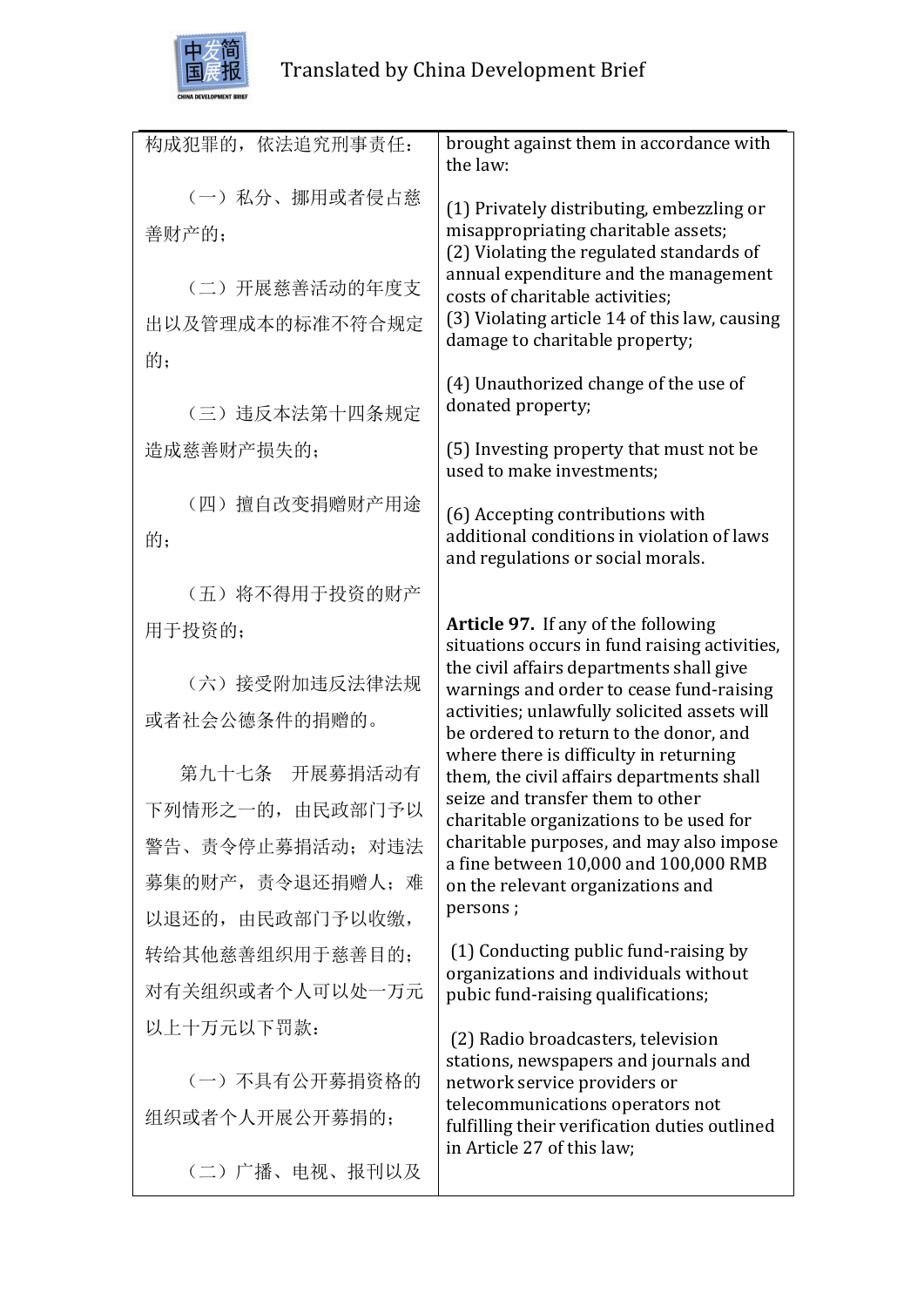| 构成犯罪的，依法追究刑事责任：<br><br>（一）私分、挪用或者侵占慈善财产的；<br><br>（二）开展慈善活动的年度支出以及管理成本的标准不符合规定的；<br><br>（三）违反本法第十四条规定造成慈善财产损失的；<br><br>（四）擅自改变捐赠财产用途的；<br><br>（五）将不得用于投资的财产用于投资的；<br><br>（六）接受附加违反法律法规或者社会公德条件的捐赠的。<br><br>第九十七条　开展募捐活动有下列情形之一的，由民政部门予以警告、责令停止募捐活动；对违法募集的财产，责令退还捐赠人；难以退还的，由民政部门予以收缴，转给其他慈善组织用于慈善目的；对有关组织或者个人可以处一万元以上十万元以下罚款：<br><br>（一）不具有公开募捐资格的组织或者个人开展公开募捐的；<br><br>（二）广播、电视、报刊以及 | brought against them in accordance with the law:<br><br>(1) Privately distributing, embezzling or misappropriating charitable assets;<br>(2) Violating the regulated standards of annual expenditure and the management costs of charitable activities;<br>(3) Violating article 14 of this law, causing damage to charitable property;<br><br>(4) Unauthorized change of the use of donated property;<br><br>(5) Investing property that must not be used to make investments;<br><br>(6) Accepting contributions with additional conditions in violation of laws and regulations or social morals.<br><br>**Article 97.** If any of the following situations occurs in fund raising activities, the civil affairs departments shall give warnings and order to cease fund-raising activities; unlawfully solicited assets will be ordered to return to the donor, and where there is difficulty in returning them, the civil affairs departments shall seize and transfer them to other charitable organizations to be used for charitable purposes, and may also impose a fine between 10,000 and 100,000 RMB on the relevant organizations and persons ;<br><br>(1) Conducting public fund-raising by organizations and individuals without pubic fund-raising qualifications;<br><br>(2) Radio broadcasters, television stations, newspapers and journals and network service providers or telecommunications operators not fulfilling their verification duties outlined in Article 27 of this law; |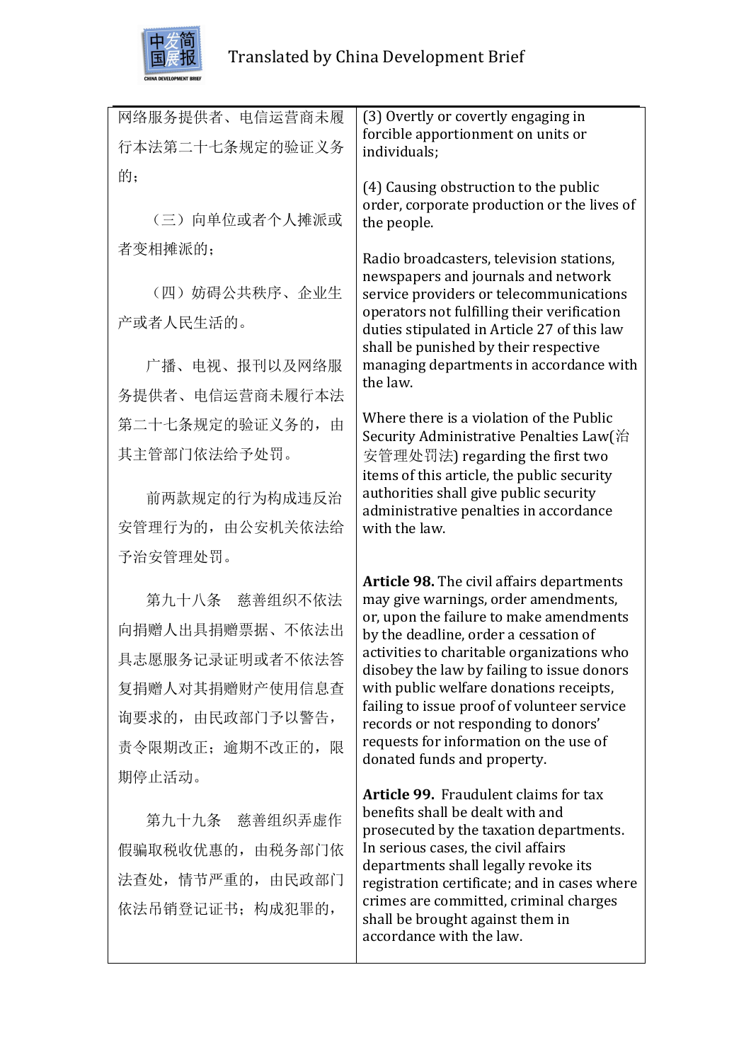| | |
|---|---|
| 网络服务提供者、电信运营商未履行本法第二十七条规定的验证义务的；<br><br>（三）向单位或者个人摊派或者变相摊派的；<br><br>（四）妨碍公共秩序、企业生产或者人民生活的。<br><br>广播、电视、报刊以及网络服务提供者、电信运营商未履行本法第二十七条规定的验证义务的，由其主管部门依法给予处罚。<br><br>前两款规定的行为构成违反治安管理行为的，由公安机关依法给予治安管理处罚。<br><br>第九十八条　慈善组织不依法向捐赠人出具捐赠票据、不依法出具志愿服务记录证明或者不依法答复捐赠人对其捐赠财产使用信息查询要求的，由民政部门予以警告，责令限期改正；逾期不改正的，限期停止活动。<br><br>第九十九条　慈善组织弄虚作假骗取税收优惠的，由税务部门依法查处，情节严重的，由民政部门依法吊销登记证书；构成犯罪的， | (3) Overtly or covertly engaging in forcible apportionment on units or individuals;<br><br>(4) Causing obstruction to the public order, corporate production or the lives of the people.<br><br>Radio broadcasters, television stations, newspapers and journals and network service providers or telecommunications operators not fulfilling their verification duties stipulated in Article 27 of this law shall be punished by their respective managing departments in accordance with the law.<br><br>Where there is a violation of the Public Security Administrative Penalties Law(治安管理处罚法) regarding the first two items of this article, the public security authorities shall give public security administrative penalties in accordance with the law.<br><br>**Article 98.** The civil affairs departments may give warnings, order amendments, or, upon the failure to make amendments by the deadline, order a cessation of activities to charitable organizations who disobey the law by failing to issue donors with public welfare donations receipts, failing to issue proof of volunteer service records or not responding to donors' requests for information on the use of donated funds and property.<br><br>**Article 99.** Fraudulent claims for tax benefits shall be dealt with and prosecuted by the taxation departments. In serious cases, the civil affairs departments shall legally revoke its registration certificate; and in cases where crimes are committed, criminal charges shall be brought against them in accordance with the law. |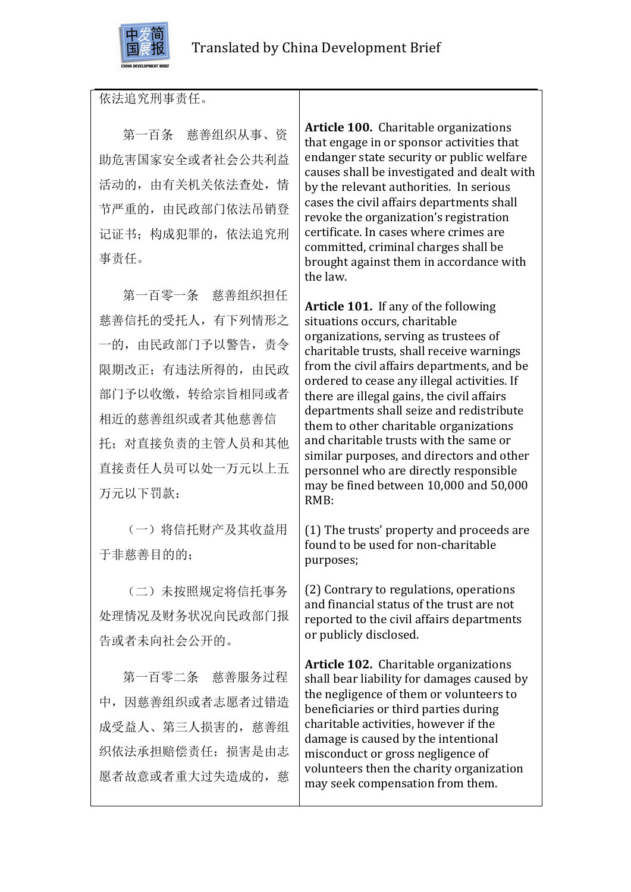| | |
|---|---|
| 依法追究刑事责任。 | |
| 第一百条　慈善组织从事、资助危害国家安全或者社会公共利益活动的，由有关机关依法查处，情节严重的，由民政部门依法吊销登记证书；构成犯罪的，依法追究刑事责任。 | **Article 100.** Charitable organizations that engage in or sponsor activities that endanger state security or public welfare causes shall be investigated and dealt with by the relevant authorities. In serious cases the civil affairs departments shall revoke the organization's registration certificate. In cases where crimes are committed, criminal charges shall be brought against them in accordance with the law. |
| 第一百零一条　慈善组织担任慈善信托的受托人，有下列情形之一的，由民政部门予以警告，责令限期改正；有违法所得的，由民政部门予以收缴，转给宗旨相同或者相近的慈善组织或者其他慈善信托；对直接负责的主管人员和其他直接责任人员可以处一万元以上五万元以下罚款： | **Article 101.** If any of the following situations occurs, charitable organizations, serving as trustees of charitable trusts, shall receive warnings from the civil affairs departments, and be ordered to cease any illegal activities. If there are illegal gains, the civil affairs departments shall seize and redistribute them to other charitable organizations and charitable trusts with the same or similar purposes, and directors and other personnel who are directly responsible may be fined between 10,000 and 50,000 RMB: |
| （一）将信托财产及其收益用于非慈善目的的； | (1) The trusts' property and proceeds are found to be used for non-charitable purposes; |
| （二）未按照规定将信托事务处理情况及财务状况向民政部门报告或者未向社会公开的。 | (2) Contrary to regulations, operations and financial status of the trust are not reported to the civil affairs departments or publicly disclosed. |
| 第一百零二条　慈善服务过程中，因慈善组织或者志愿者过错造成受益人、第三人损害的，慈善组织依法承担赔偿责任；损害是由志愿者故意或者重大过失造成的，慈 | **Article 102.** Charitable organizations shall bear liability for damages caused by the negligence of them or volunteers to beneficiaries or third parties during charitable activities, however if the damage is caused by the intentional misconduct or gross negligence of volunteers then the charity organization may seek compensation from them. |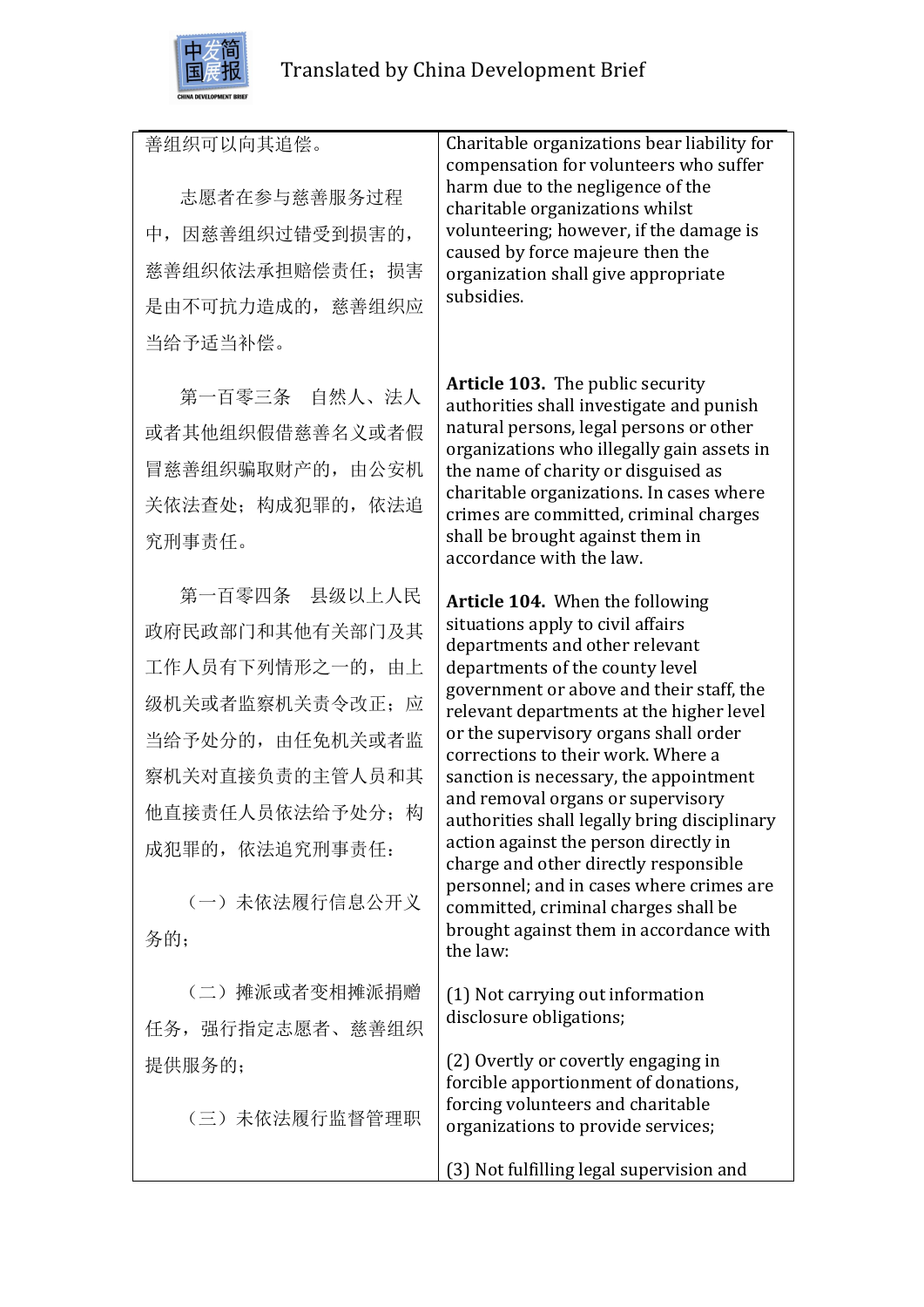| | |
|---|---|
| 善组织可以向其追偿。<br><br>志愿者在参与慈善服务过程中，因慈善组织过错受到损害的，慈善组织依法承担赔偿责任；损害是由不可抗力造成的，慈善组织应当给予适当补偿。 | Charitable organizations bear liability for compensation for volunteers who suffer harm due to the negligence of the charitable organizations whilst volunteering; however, if the damage is caused by force majeure then the organization shall give appropriate subsidies. |
| 第一百零三条　自然人、法人或者其他组织假借慈善名义或者假冒慈善组织骗取财产的，由公安机关依法查处；构成犯罪的，依法追究刑事责任。 | **Article 103.** The public security authorities shall investigate and punish natural persons, legal persons or other organizations who illegally gain assets in the name of charity or disguised as charitable organizations. In cases where crimes are committed, criminal charges shall be brought against them in accordance with the law. |
| 第一百零四条　县级以上人民政府民政部门和其他有关部门及其工作人员有下列情形之一的，由上级机关或者监察机关责令改正；应当给予处分的，由任免机关或者监察机关对直接负责的主管人员和其他直接责任人员依法给予处分；构成犯罪的，依法追究刑事责任： | **Article 104.** When the following situations apply to civil affairs departments and other relevant departments of the county level government or above and their staff, the relevant departments at the higher level or the supervisory organs shall order corrections to their work. Where a sanction is necessary, the appointment and removal organs or supervisory authorities shall legally bring disciplinary action against the person directly in charge and other directly responsible personnel; and in cases where crimes are committed, criminal charges shall be brought against them in accordance with the law: |
| （一）未依法履行信息公开义务的； | (1) Not carrying out information disclosure obligations; |
| （二）摊派或者变相摊派捐赠任务，强行指定志愿者、慈善组织提供服务的； | (2) Overtly or covertly engaging in forcible apportionment of donations, forcing volunteers and charitable organizations to provide services; |
| （三）未依法履行监督管理职 | (3) Not fulfilling legal supervision and |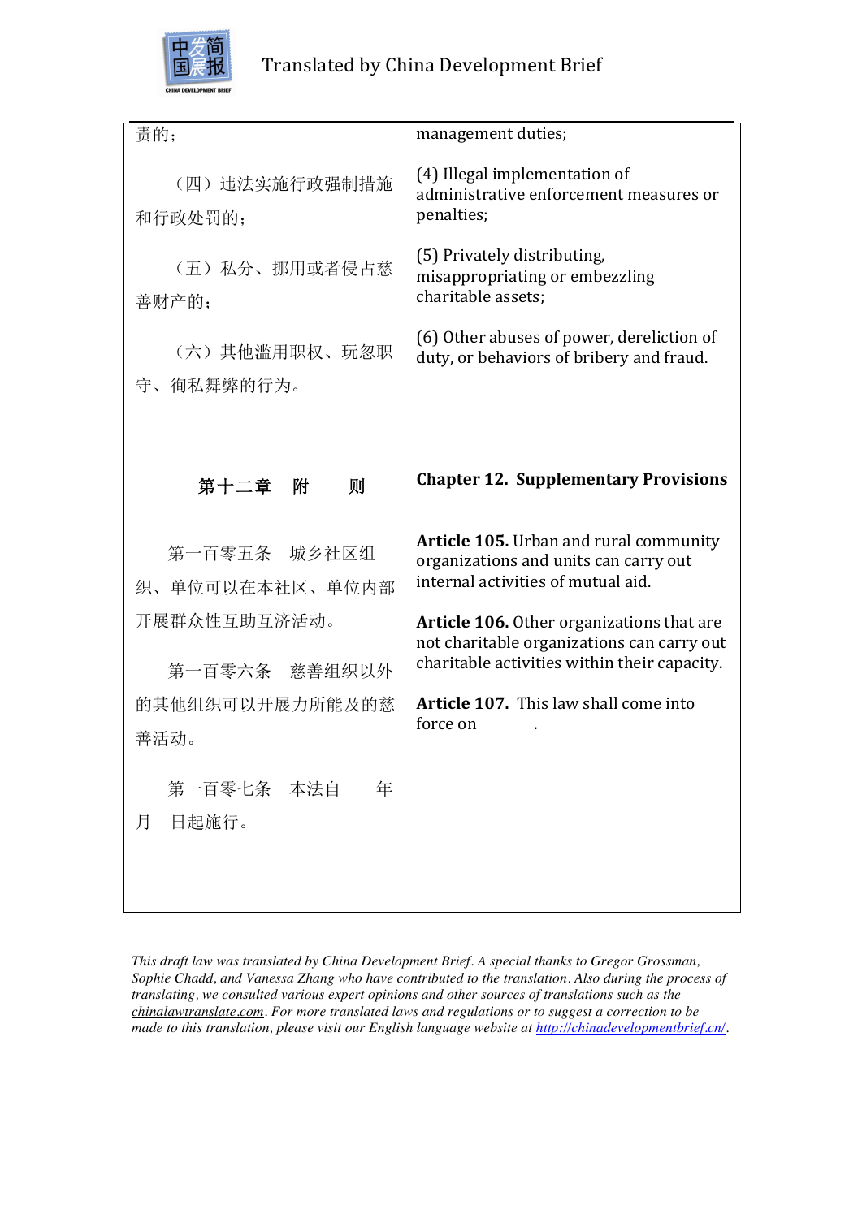| | |
|---|---|
| 责的； | management duties; |
| （四）违法实施行政强制措施和行政处罚的； | (4) Illegal implementation of administrative enforcement measures or penalties; |
| （五）私分、挪用或者侵占慈善财产的； | (5) Privately distributing, misappropriating or embezzling charitable assets; |
| （六）其他滥用职权、玩忽职守、徇私舞弊的行为。 | (6) Other abuses of power, dereliction of duty, or behaviors of bribery and fraud. |
| **第十二章　附　　则** | **Chapter 12. Supplementary Provisions** |
| 第一百零五条　城乡社区组织、单位可以在本社区、单位内部开展群众性互助互济活动。 | **Article 105.** Urban and rural community organizations and units can carry out internal activities of mutual aid. |
| 第一百零六条　慈善组织以外的其他组织可以开展力所能及的慈善活动。 | **Article 106.** Other organizations that are not charitable organizations can carry out charitable activities within their capacity. |
| 第一百零七条　本法自　　年　月　日起施行。 | **Article 107.** This law shall come into force on_______. |

*This draft law was translated by China Development Brief. A special thanks to Gregor Grossman, Sophie Chadd, and Vanessa Zhang who have contributed to the translation. Also during the process of translating, we consulted various expert opinions and other sources of translations such as the chinalawtranslate.com. For more translated laws and regulations or to suggest a correction to be made to this translation, please visit our English language website at http://chinadevelopmentbrief.cn/.*